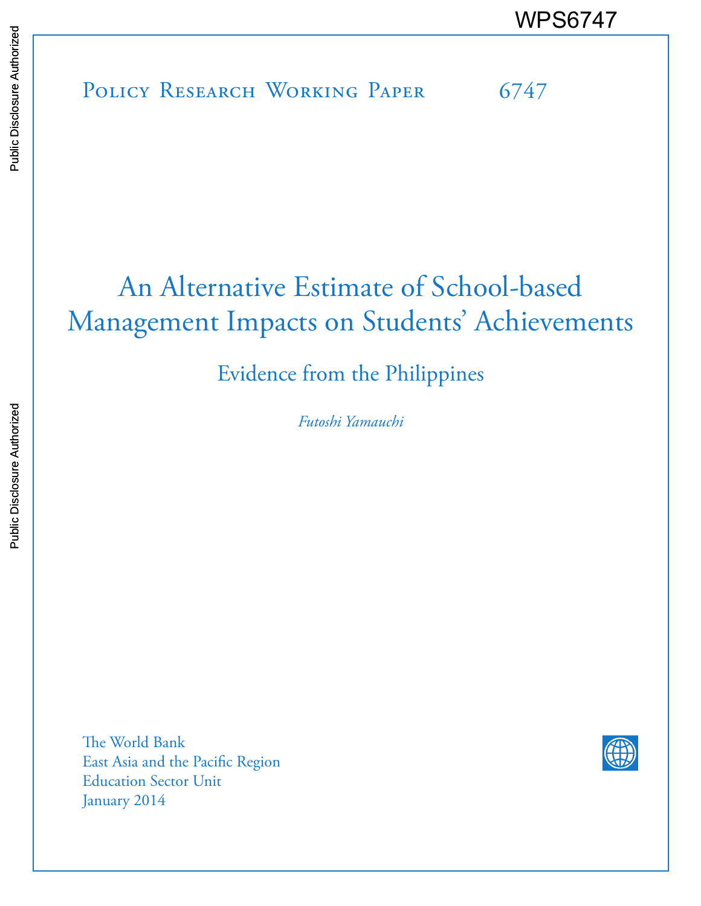WPS6747

Policy Research Working Paper 6747

# An Alternative Estimate of School-based Management Impacts on Students' Achievements

## Evidence from the Philippines

*Futoshi Yamauchi*

The World Bank
East Asia and the Pacific Region
Education Sector Unit
January 2014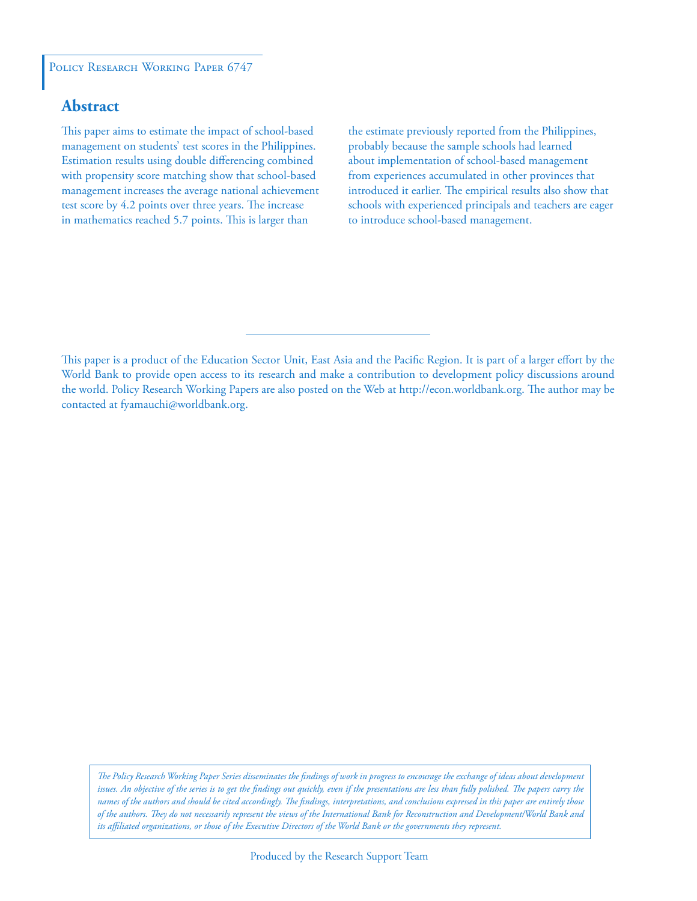Policy Research Working Paper 6747

## Abstract

This paper aims to estimate the impact of school-based management on students' test scores in the Philippines. Estimation results using double differencing combined with propensity score matching show that school-based management increases the average national achievement test score by 4.2 points over three years. The increase in mathematics reached 5.7 points. This is larger than the estimate previously reported from the Philippines, probably because the sample schools had learned about implementation of school-based management from experiences accumulated in other provinces that introduced it earlier. The empirical results also show that schools with experienced principals and teachers are eager to introduce school-based management.

---

This paper is a product of the Education Sector Unit, East Asia and the Pacific Region. It is part of a larger effort by the World Bank to provide open access to its research and make a contribution to development policy discussions around the world. Policy Research Working Papers are also posted on the Web at http://econ.worldbank.org. The author may be contacted at fyamauchi@worldbank.org.

*The Policy Research Working Paper Series disseminates the findings of work in progress to encourage the exchange of ideas about development issues. An objective of the series is to get the findings out quickly, even if the presentations are less than fully polished. The papers carry the names of the authors and should be cited accordingly. The findings, interpretations, and conclusions expressed in this paper are entirely those of the authors. They do not necessarily represent the views of the International Bank for Reconstruction and Development/World Bank and its affiliated organizations, or those of the Executive Directors of the World Bank or the governments they represent.*

Produced by the Research Support Team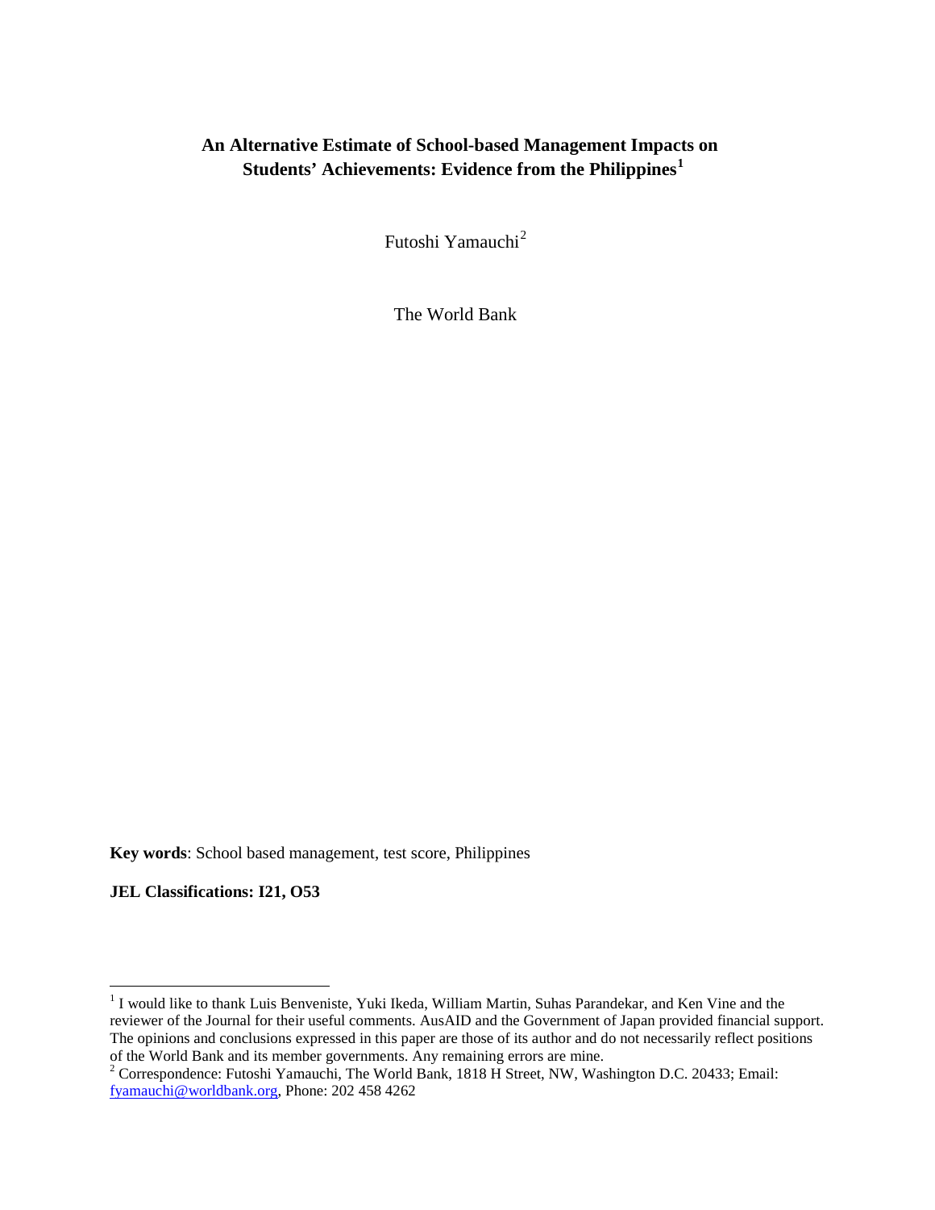# An Alternative Estimate of School-based Management Impacts on Students' Achievements: Evidence from the Philippines[1]

Futoshi Yamauchi[2]

The World Bank

**Key words**: School based management, test score, Philippines

**JEL Classifications: I21, O53**

[1] I would like to thank Luis Benveniste, Yuki Ikeda, William Martin, Suhas Parandekar, and Ken Vine and the reviewer of the Journal for their useful comments. AusAID and the Government of Japan provided financial support. The opinions and conclusions expressed in this paper are those of its author and do not necessarily reflect positions of the World Bank and its member governments. Any remaining errors are mine.

[2] Correspondence: Futoshi Yamauchi, The World Bank, 1818 H Street, NW, Washington D.C. 20433; Email: fyamauchi@worldbank.org, Phone: 202 458 4262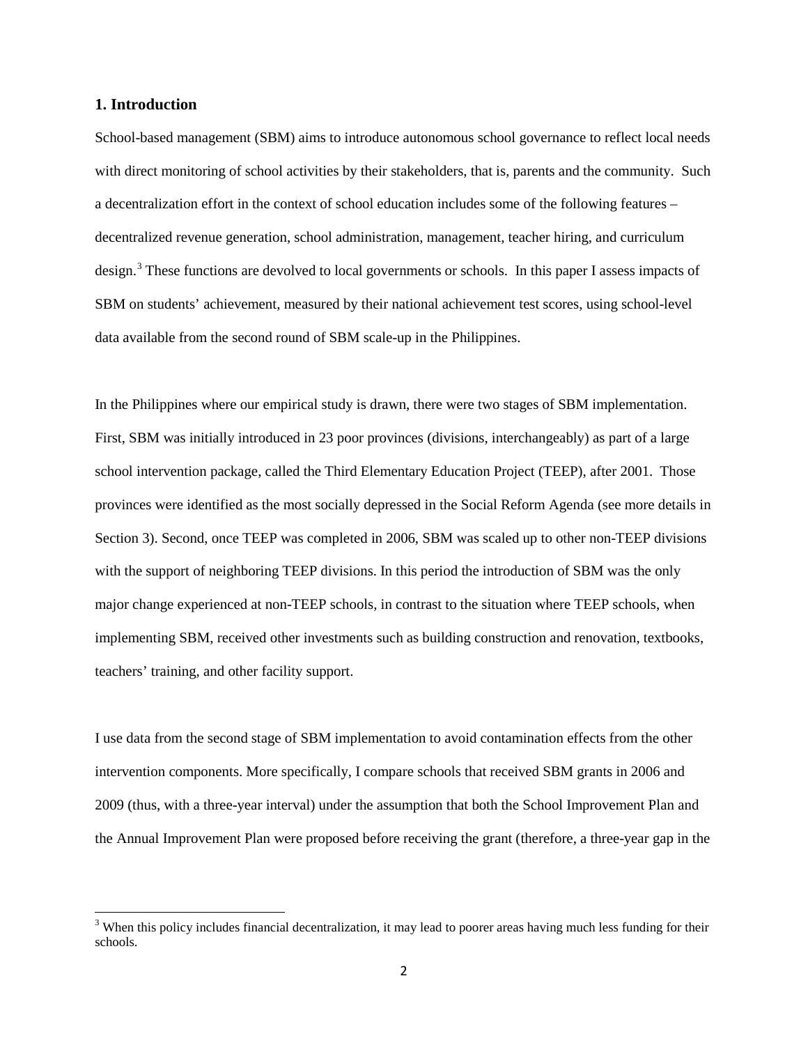## 1. Introduction

School-based management (SBM) aims to introduce autonomous school governance to reflect local needs with direct monitoring of school activities by their stakeholders, that is, parents and the community. Such a decentralization effort in the context of school education includes some of the following features – decentralized revenue generation, school administration, management, teacher hiring, and curriculum design.[3] These functions are devolved to local governments or schools. In this paper I assess impacts of SBM on students' achievement, measured by their national achievement test scores, using school-level data available from the second round of SBM scale-up in the Philippines.

In the Philippines where our empirical study is drawn, there were two stages of SBM implementation. First, SBM was initially introduced in 23 poor provinces (divisions, interchangeably) as part of a large school intervention package, called the Third Elementary Education Project (TEEP), after 2001. Those provinces were identified as the most socially depressed in the Social Reform Agenda (see more details in Section 3). Second, once TEEP was completed in 2006, SBM was scaled up to other non-TEEP divisions with the support of neighboring TEEP divisions. In this period the introduction of SBM was the only major change experienced at non-TEEP schools, in contrast to the situation where TEEP schools, when implementing SBM, received other investments such as building construction and renovation, textbooks, teachers' training, and other facility support.

I use data from the second stage of SBM implementation to avoid contamination effects from the other intervention components. More specifically, I compare schools that received SBM grants in 2006 and 2009 (thus, with a three-year interval) under the assumption that both the School Improvement Plan and the Annual Improvement Plan were proposed before receiving the grant (therefore, a three-year gap in the

[3] When this policy includes financial decentralization, it may lead to poorer areas having much less funding for their schools.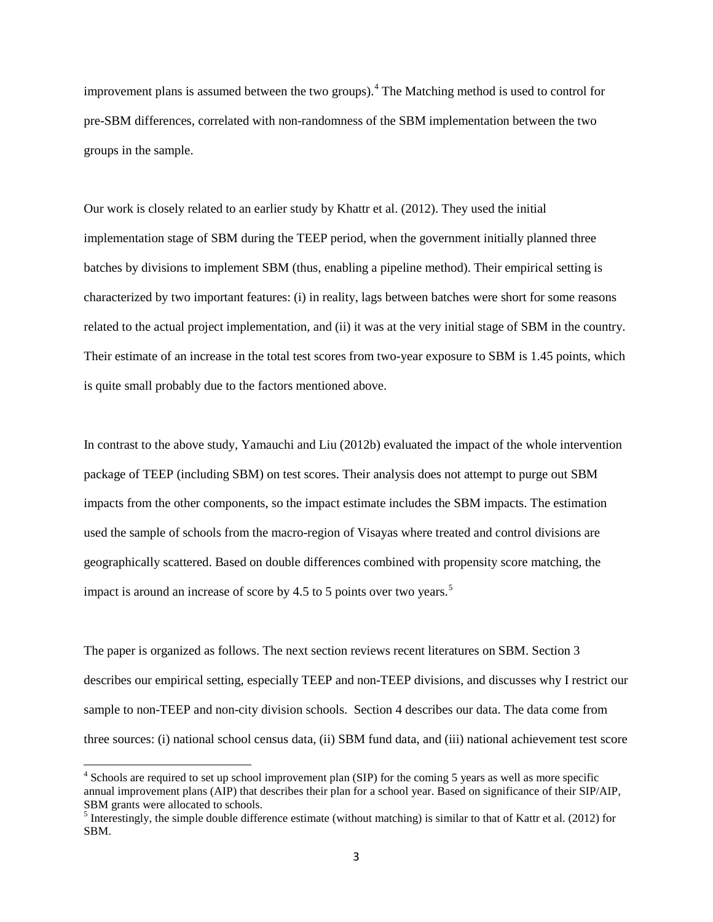improvement plans is assumed between the two groups).[4] The Matching method is used to control for pre-SBM differences, correlated with non-randomness of the SBM implementation between the two groups in the sample.

Our work is closely related to an earlier study by Khattr et al. (2012). They used the initial implementation stage of SBM during the TEEP period, when the government initially planned three batches by divisions to implement SBM (thus, enabling a pipeline method). Their empirical setting is characterized by two important features: (i) in reality, lags between batches were short for some reasons related to the actual project implementation, and (ii) it was at the very initial stage of SBM in the country. Their estimate of an increase in the total test scores from two-year exposure to SBM is 1.45 points, which is quite small probably due to the factors mentioned above.

In contrast to the above study, Yamauchi and Liu (2012b) evaluated the impact of the whole intervention package of TEEP (including SBM) on test scores. Their analysis does not attempt to purge out SBM impacts from the other components, so the impact estimate includes the SBM impacts. The estimation used the sample of schools from the macro-region of Visayas where treated and control divisions are geographically scattered. Based on double differences combined with propensity score matching, the impact is around an increase of score by 4.5 to 5 points over two years.[5]

The paper is organized as follows. The next section reviews recent literatures on SBM. Section 3 describes our empirical setting, especially TEEP and non-TEEP divisions, and discusses why I restrict our sample to non-TEEP and non-city division schools. Section 4 describes our data. The data come from three sources: (i) national school census data, (ii) SBM fund data, and (iii) national achievement test score

---

[4] Schools are required to set up school improvement plan (SIP) for the coming 5 years as well as more specific annual improvement plans (AIP) that describes their plan for a school year. Based on significance of their SIP/AIP, SBM grants were allocated to schools.

[5] Interestingly, the simple double difference estimate (without matching) is similar to that of Kattr et al. (2012) for SBM.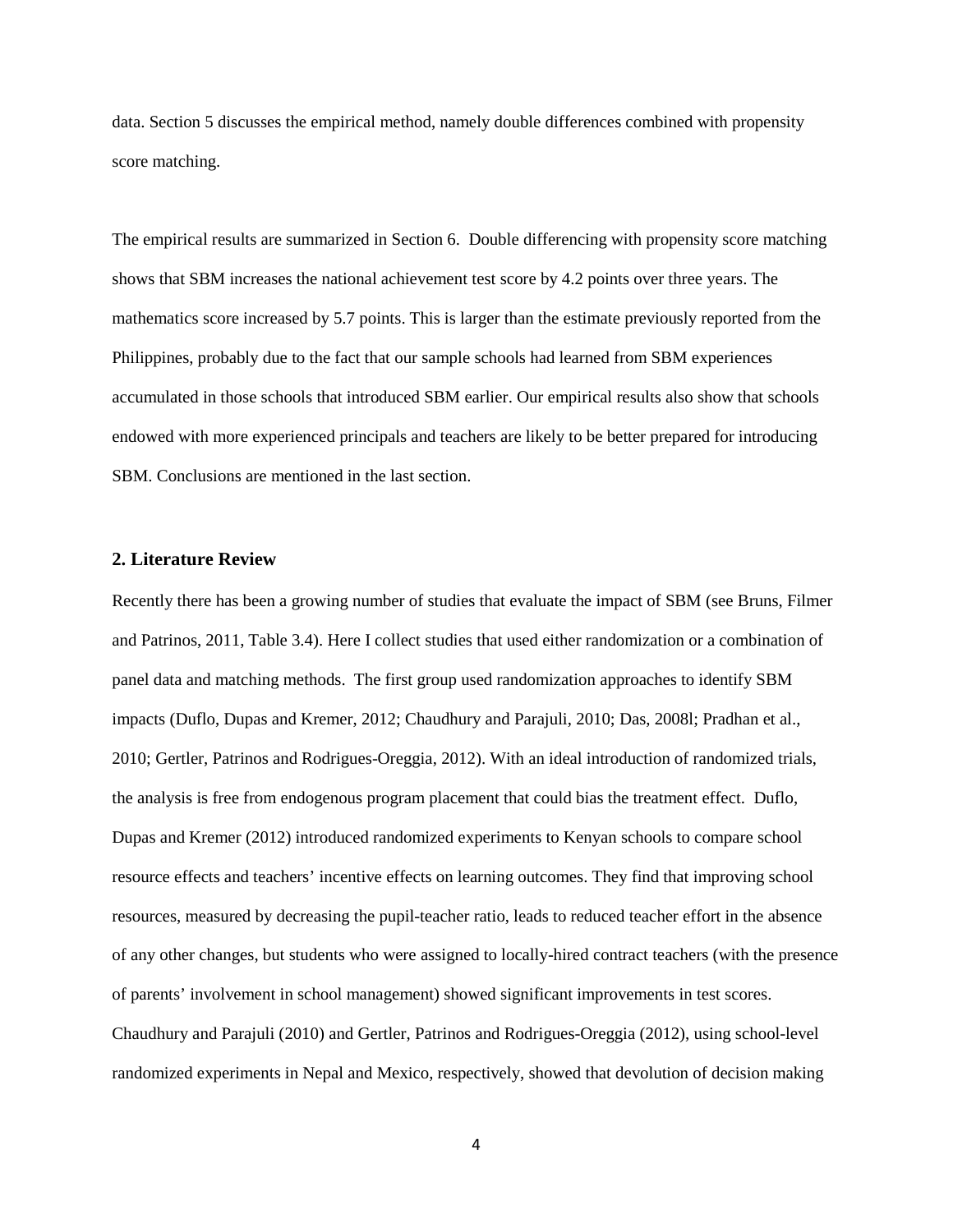data. Section 5 discusses the empirical method, namely double differences combined with propensity score matching.

The empirical results are summarized in Section 6. Double differencing with propensity score matching shows that SBM increases the national achievement test score by 4.2 points over three years. The mathematics score increased by 5.7 points. This is larger than the estimate previously reported from the Philippines, probably due to the fact that our sample schools had learned from SBM experiences accumulated in those schools that introduced SBM earlier. Our empirical results also show that schools endowed with more experienced principals and teachers are likely to be better prepared for introducing SBM. Conclusions are mentioned in the last section.

## 2. Literature Review

Recently there has been a growing number of studies that evaluate the impact of SBM (see Bruns, Filmer and Patrinos, 2011, Table 3.4). Here I collect studies that used either randomization or a combination of panel data and matching methods. The first group used randomization approaches to identify SBM impacts (Duflo, Dupas and Kremer, 2012; Chaudhury and Parajuli, 2010; Das, 2008l; Pradhan et al., 2010; Gertler, Patrinos and Rodrigues-Oreggia, 2012). With an ideal introduction of randomized trials, the analysis is free from endogenous program placement that could bias the treatment effect. Duflo, Dupas and Kremer (2012) introduced randomized experiments to Kenyan schools to compare school resource effects and teachers' incentive effects on learning outcomes. They find that improving school resources, measured by decreasing the pupil-teacher ratio, leads to reduced teacher effort in the absence of any other changes, but students who were assigned to locally-hired contract teachers (with the presence of parents' involvement in school management) showed significant improvements in test scores. Chaudhury and Parajuli (2010) and Gertler, Patrinos and Rodrigues-Oreggia (2012), using school-level randomized experiments in Nepal and Mexico, respectively, showed that devolution of decision making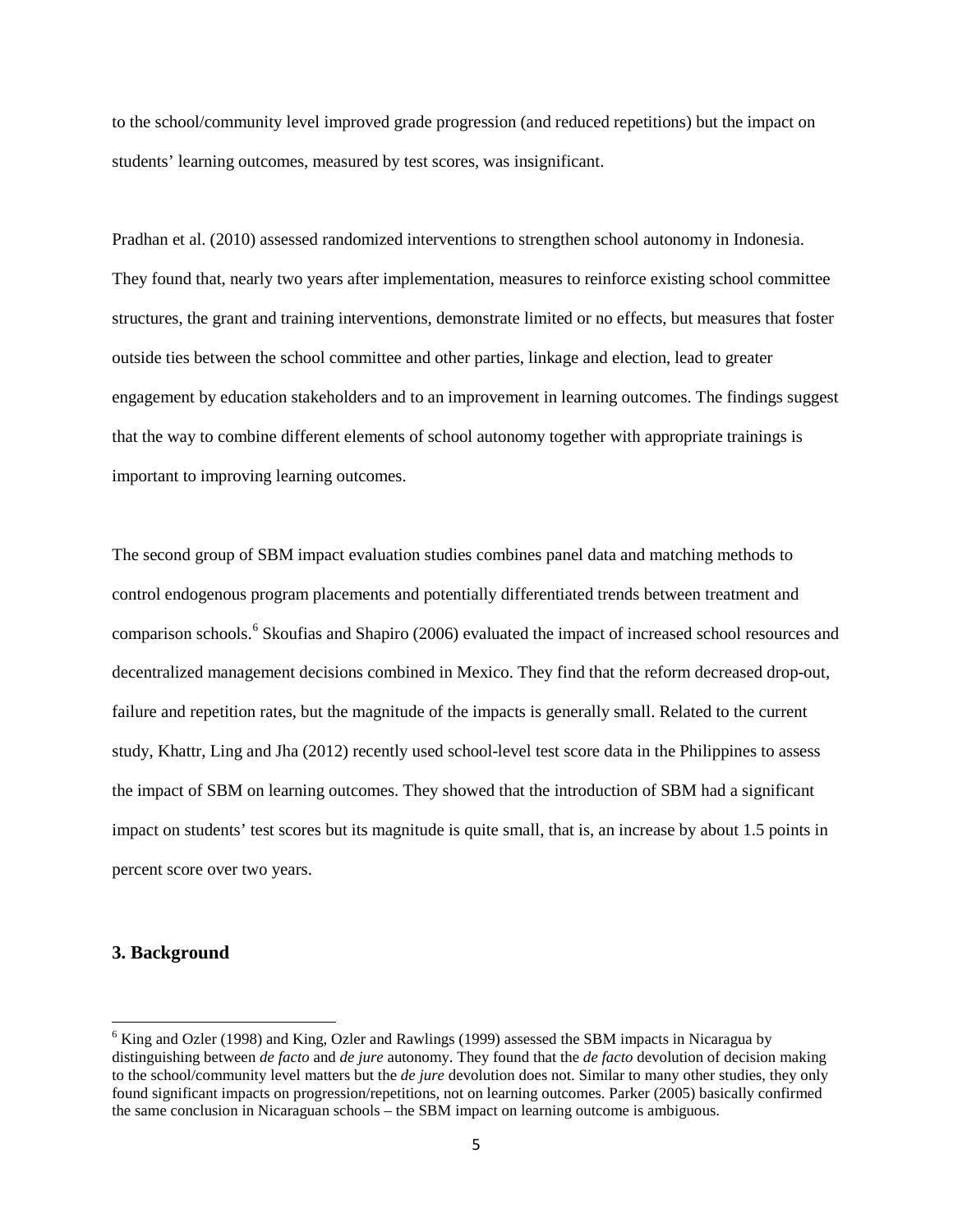to the school/community level improved grade progression (and reduced repetitions) but the impact on students' learning outcomes, measured by test scores, was insignificant.

Pradhan et al. (2010) assessed randomized interventions to strengthen school autonomy in Indonesia. They found that, nearly two years after implementation, measures to reinforce existing school committee structures, the grant and training interventions, demonstrate limited or no effects, but measures that foster outside ties between the school committee and other parties, linkage and election, lead to greater engagement by education stakeholders and to an improvement in learning outcomes. The findings suggest that the way to combine different elements of school autonomy together with appropriate trainings is important to improving learning outcomes.

The second group of SBM impact evaluation studies combines panel data and matching methods to control endogenous program placements and potentially differentiated trends between treatment and comparison schools.[6] Skoufias and Shapiro (2006) evaluated the impact of increased school resources and decentralized management decisions combined in Mexico. They find that the reform decreased drop-out, failure and repetition rates, but the magnitude of the impacts is generally small. Related to the current study, Khattr, Ling and Jha (2012) recently used school-level test score data in the Philippines to assess the impact of SBM on learning outcomes. They showed that the introduction of SBM had a significant impact on students' test scores but its magnitude is quite small, that is, an increase by about 1.5 points in percent score over two years.

## 3. Background

[6] King and Ozler (1998) and King, Ozler and Rawlings (1999) assessed the SBM impacts in Nicaragua by distinguishing between *de facto* and *de jure* autonomy. They found that the *de facto* devolution of decision making to the school/community level matters but the *de jure* devolution does not. Similar to many other studies, they only found significant impacts on progression/repetitions, not on learning outcomes. Parker (2005) basically confirmed the same conclusion in Nicaraguan schools – the SBM impact on learning outcome is ambiguous.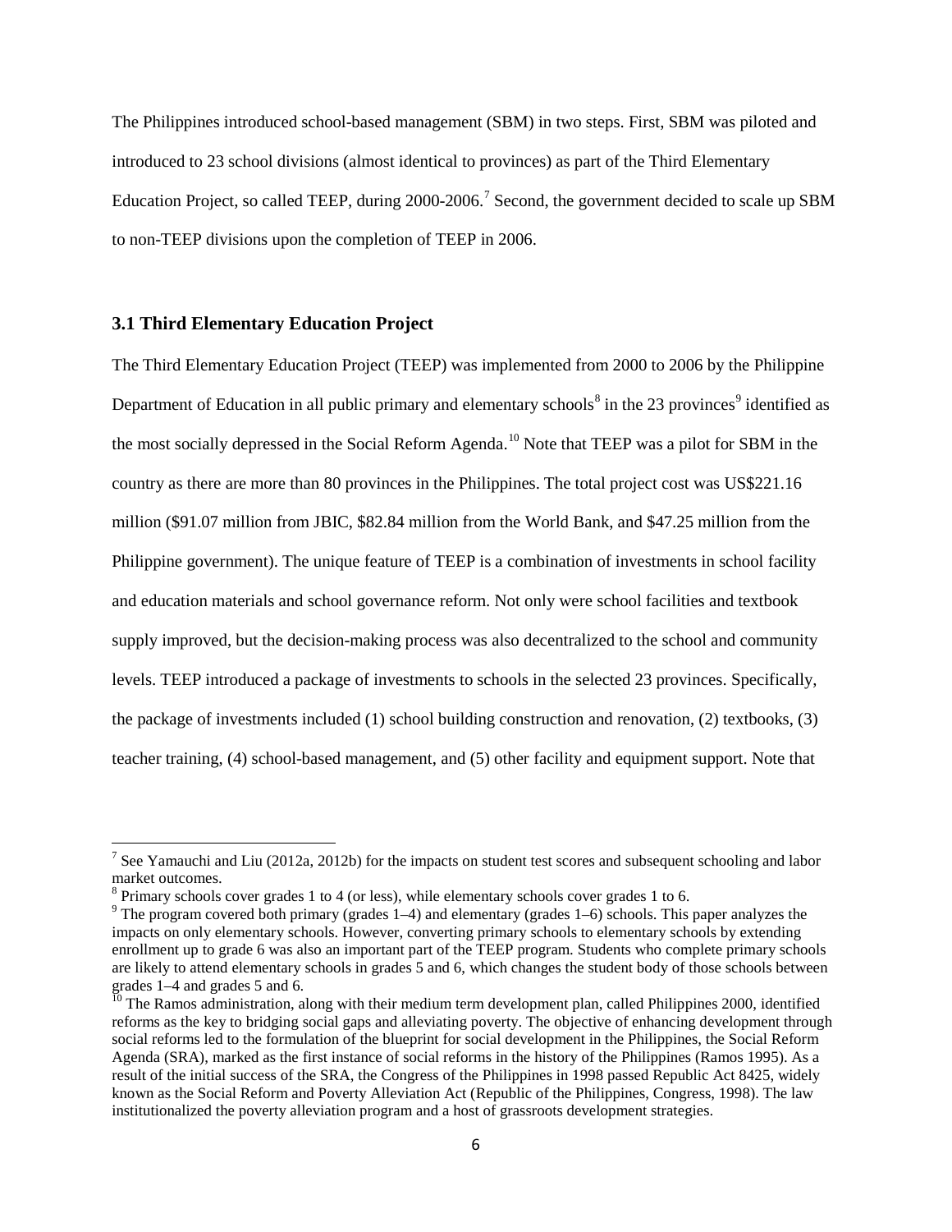The Philippines introduced school-based management (SBM) in two steps. First, SBM was piloted and introduced to 23 school divisions (almost identical to provinces) as part of the Third Elementary Education Project, so called TEEP, during 2000-2006.[7] Second, the government decided to scale up SBM to non-TEEP divisions upon the completion of TEEP in 2006.

### 3.1 Third Elementary Education Project

The Third Elementary Education Project (TEEP) was implemented from 2000 to 2006 by the Philippine Department of Education in all public primary and elementary schools[8] in the 23 provinces[9] identified as the most socially depressed in the Social Reform Agenda.[10] Note that TEEP was a pilot for SBM in the country as there are more than 80 provinces in the Philippines. The total project cost was US$221.16 million ($91.07 million from JBIC, $82.84 million from the World Bank, and $47.25 million from the Philippine government). The unique feature of TEEP is a combination of investments in school facility and education materials and school governance reform. Not only were school facilities and textbook supply improved, but the decision-making process was also decentralized to the school and community levels. TEEP introduced a package of investments to schools in the selected 23 provinces. Specifically, the package of investments included (1) school building construction and renovation, (2) textbooks, (3) teacher training, (4) school-based management, and (5) other facility and equipment support. Note that

---

[7] See Yamauchi and Liu (2012a, 2012b) for the impacts on student test scores and subsequent schooling and labor market outcomes.

[8] Primary schools cover grades 1 to 4 (or less), while elementary schools cover grades 1 to 6.

[9] The program covered both primary (grades 1–4) and elementary (grades 1–6) schools. This paper analyzes the impacts on only elementary schools. However, converting primary schools to elementary schools by extending enrollment up to grade 6 was also an important part of the TEEP program. Students who complete primary schools are likely to attend elementary schools in grades 5 and 6, which changes the student body of those schools between grades 1–4 and grades 5 and 6.

[10] The Ramos administration, along with their medium term development plan, called Philippines 2000, identified reforms as the key to bridging social gaps and alleviating poverty. The objective of enhancing development through social reforms led to the formulation of the blueprint for social development in the Philippines, the Social Reform Agenda (SRA), marked as the first instance of social reforms in the history of the Philippines (Ramos 1995). As a result of the initial success of the SRA, the Congress of the Philippines in 1998 passed Republic Act 8425, widely known as the Social Reform and Poverty Alleviation Act (Republic of the Philippines, Congress, 1998). The law institutionalized the poverty alleviation program and a host of grassroots development strategies.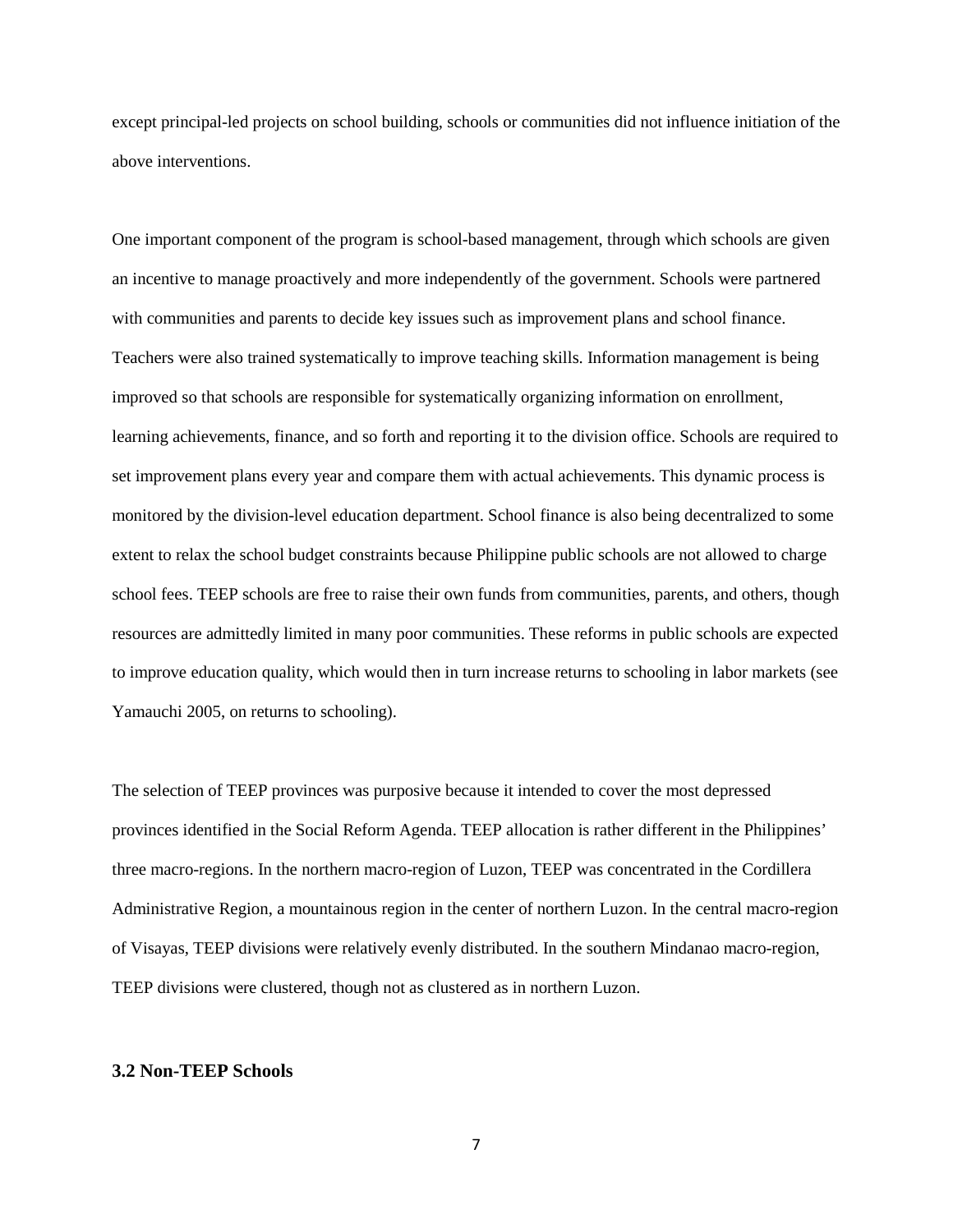except principal-led projects on school building, schools or communities did not influence initiation of the above interventions.

One important component of the program is school-based management, through which schools are given an incentive to manage proactively and more independently of the government. Schools were partnered with communities and parents to decide key issues such as improvement plans and school finance. Teachers were also trained systematically to improve teaching skills. Information management is being improved so that schools are responsible for systematically organizing information on enrollment, learning achievements, finance, and so forth and reporting it to the division office. Schools are required to set improvement plans every year and compare them with actual achievements. This dynamic process is monitored by the division-level education department. School finance is also being decentralized to some extent to relax the school budget constraints because Philippine public schools are not allowed to charge school fees. TEEP schools are free to raise their own funds from communities, parents, and others, though resources are admittedly limited in many poor communities. These reforms in public schools are expected to improve education quality, which would then in turn increase returns to schooling in labor markets (see Yamauchi 2005, on returns to schooling).

The selection of TEEP provinces was purposive because it intended to cover the most depressed provinces identified in the Social Reform Agenda. TEEP allocation is rather different in the Philippines' three macro-regions. In the northern macro-region of Luzon, TEEP was concentrated in the Cordillera Administrative Region, a mountainous region in the center of northern Luzon. In the central macro-region of Visayas, TEEP divisions were relatively evenly distributed. In the southern Mindanao macro-region, TEEP divisions were clustered, though not as clustered as in northern Luzon.

### 3.2 Non-TEEP Schools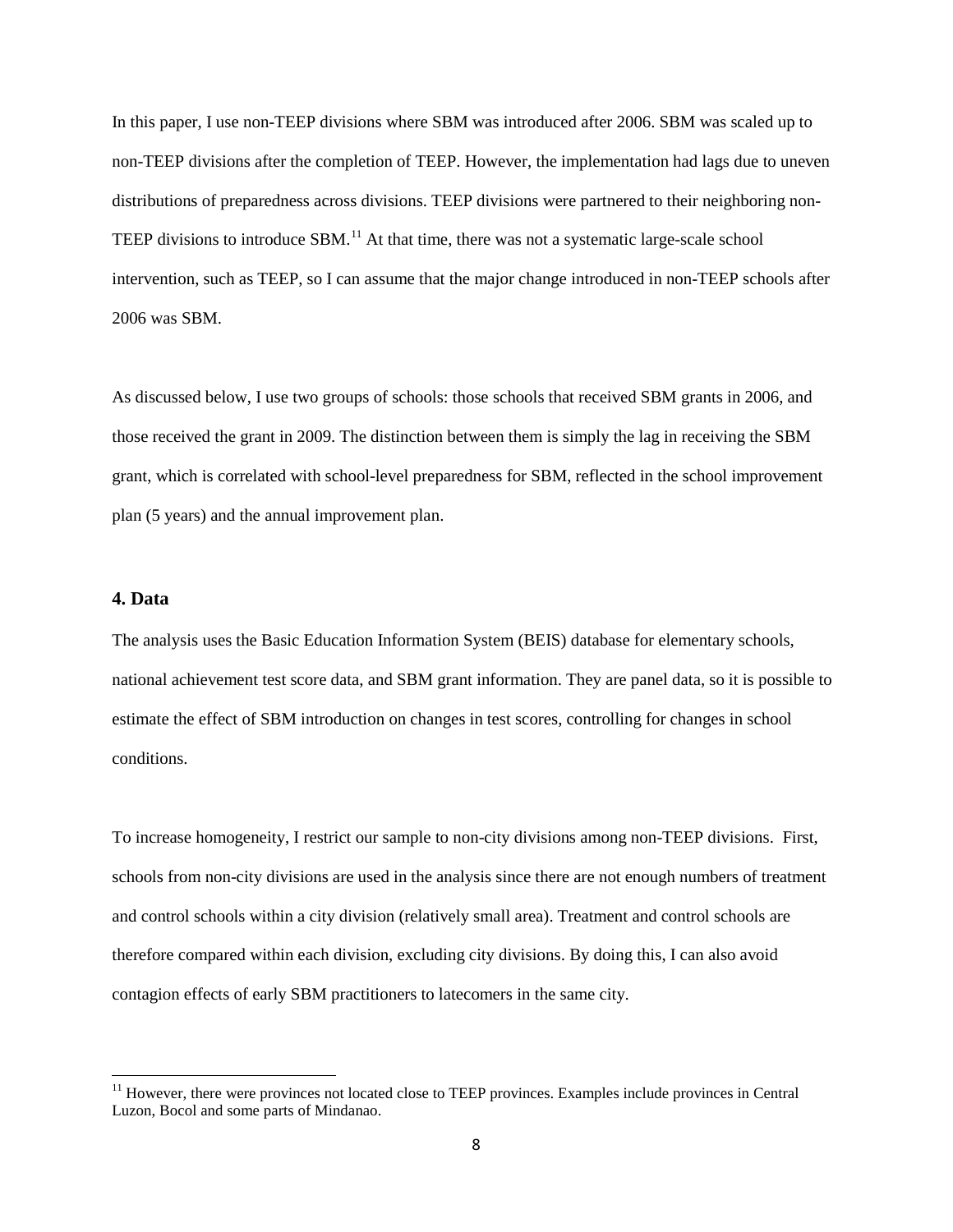In this paper, I use non-TEEP divisions where SBM was introduced after 2006. SBM was scaled up to non-TEEP divisions after the completion of TEEP. However, the implementation had lags due to uneven distributions of preparedness across divisions. TEEP divisions were partnered to their neighboring non-TEEP divisions to introduce SBM.[11] At that time, there was not a systematic large-scale school intervention, such as TEEP, so I can assume that the major change introduced in non-TEEP schools after 2006 was SBM.

As discussed below, I use two groups of schools: those schools that received SBM grants in 2006, and those received the grant in 2009. The distinction between them is simply the lag in receiving the SBM grant, which is correlated with school-level preparedness for SBM, reflected in the school improvement plan (5 years) and the annual improvement plan.

## 4. Data

The analysis uses the Basic Education Information System (BEIS) database for elementary schools, national achievement test score data, and SBM grant information. They are panel data, so it is possible to estimate the effect of SBM introduction on changes in test scores, controlling for changes in school conditions.

To increase homogeneity, I restrict our sample to non-city divisions among non-TEEP divisions. First, schools from non-city divisions are used in the analysis since there are not enough numbers of treatment and control schools within a city division (relatively small area). Treatment and control schools are therefore compared within each division, excluding city divisions. By doing this, I can also avoid contagion effects of early SBM practitioners to latecomers in the same city.

[11] However, there were provinces not located close to TEEP provinces. Examples include provinces in Central Luzon, Bocol and some parts of Mindanao.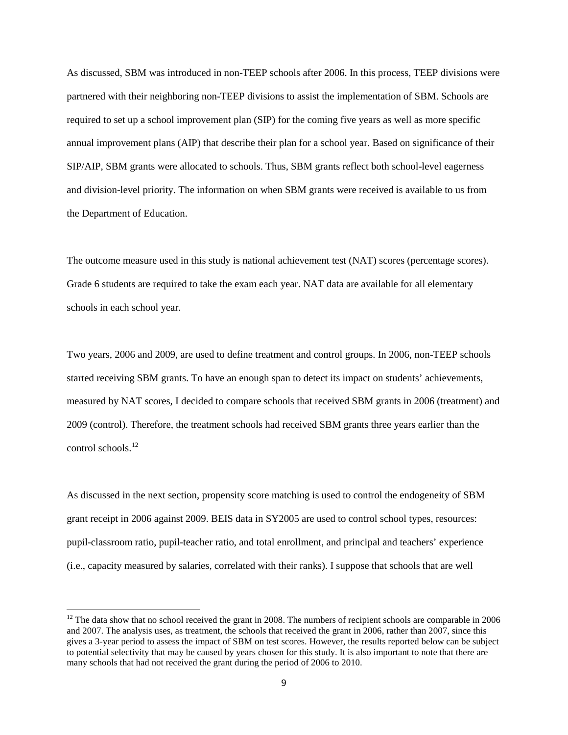As discussed, SBM was introduced in non-TEEP schools after 2006. In this process, TEEP divisions were partnered with their neighboring non-TEEP divisions to assist the implementation of SBM. Schools are required to set up a school improvement plan (SIP) for the coming five years as well as more specific annual improvement plans (AIP) that describe their plan for a school year. Based on significance of their SIP/AIP, SBM grants were allocated to schools. Thus, SBM grants reflect both school-level eagerness and division-level priority. The information on when SBM grants were received is available to us from the Department of Education.

The outcome measure used in this study is national achievement test (NAT) scores (percentage scores). Grade 6 students are required to take the exam each year. NAT data are available for all elementary schools in each school year.

Two years, 2006 and 2009, are used to define treatment and control groups. In 2006, non-TEEP schools started receiving SBM grants. To have an enough span to detect its impact on students' achievements, measured by NAT scores, I decided to compare schools that received SBM grants in 2006 (treatment) and 2009 (control). Therefore, the treatment schools had received SBM grants three years earlier than the control schools.[12]

As discussed in the next section, propensity score matching is used to control the endogeneity of SBM grant receipt in 2006 against 2009. BEIS data in SY2005 are used to control school types, resources: pupil-classroom ratio, pupil-teacher ratio, and total enrollment, and principal and teachers' experience (i.e., capacity measured by salaries, correlated with their ranks). I suppose that schools that are well

[12] The data show that no school received the grant in 2008. The numbers of recipient schools are comparable in 2006 and 2007. The analysis uses, as treatment, the schools that received the grant in 2006, rather than 2007, since this gives a 3-year period to assess the impact of SBM on test scores. However, the results reported below can be subject to potential selectivity that may be caused by years chosen for this study. It is also important to note that there are many schools that had not received the grant during the period of 2006 to 2010.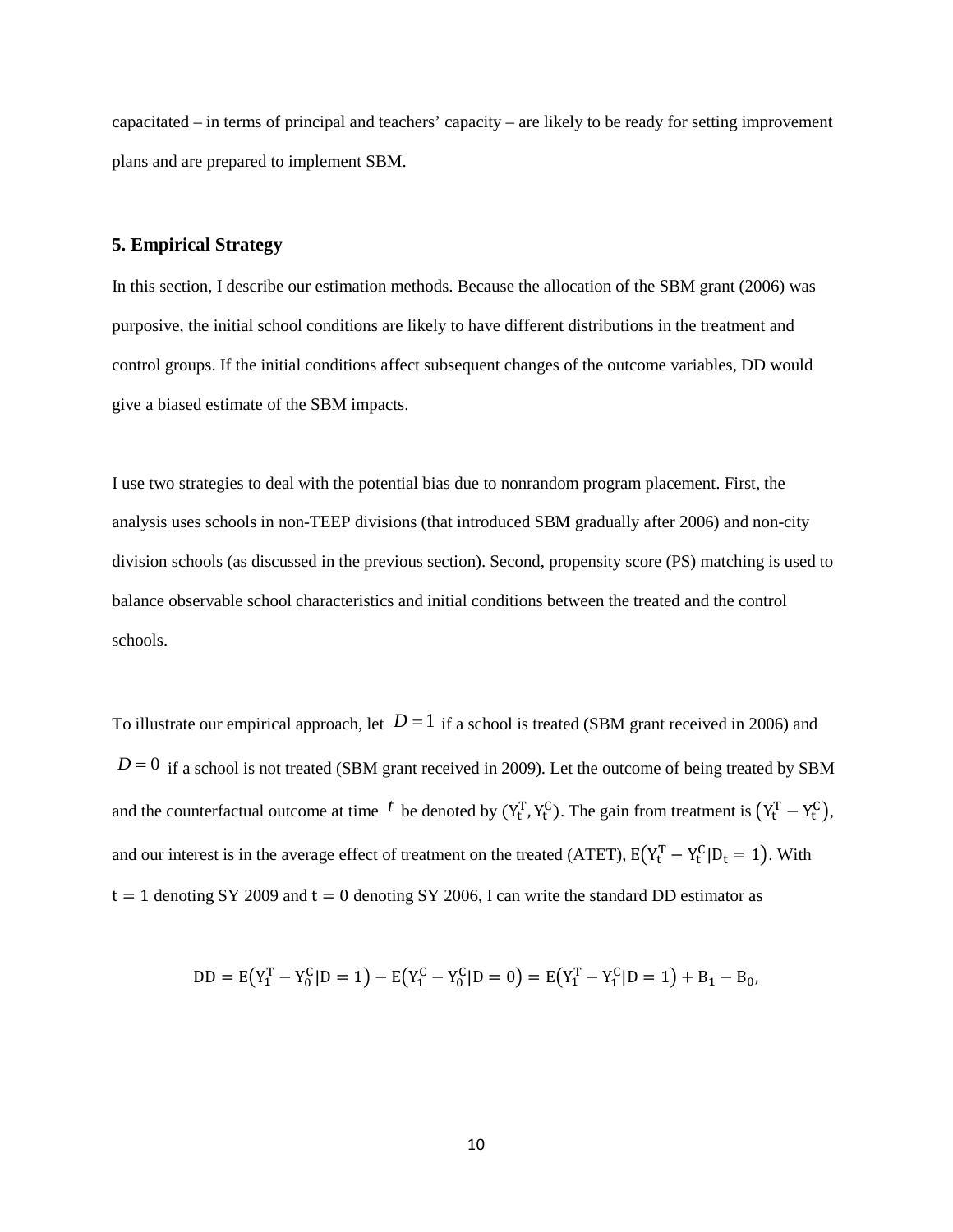capacitated – in terms of principal and teachers' capacity – are likely to be ready for setting improvement plans and are prepared to implement SBM.

## 5. Empirical Strategy

In this section, I describe our estimation methods. Because the allocation of the SBM grant (2006) was purposive, the initial school conditions are likely to have different distributions in the treatment and control groups. If the initial conditions affect subsequent changes of the outcome variables, DD would give a biased estimate of the SBM impacts.

I use two strategies to deal with the potential bias due to nonrandom program placement. First, the analysis uses schools in non-TEEP divisions (that introduced SBM gradually after 2006) and non-city division schools (as discussed in the previous section). Second, propensity score (PS) matching is used to balance observable school characteristics and initial conditions between the treated and the control schools.

To illustrate our empirical approach, let $D = 1$ if a school is treated (SBM grant received in 2006) and $D = 0$ if a school is not treated (SBM grant received in 2009). Let the outcome of being treated by SBM and the counterfactual outcome at time $t$ be denoted by $(Y_t^T, Y_t^C)$. The gain from treatment is $(Y_t^T - Y_t^C)$, and our interest is in the average effect of treatment on the treated (ATET), $E(Y_t^T - Y_t^C | D_t = 1)$. With $t = 1$ denoting SY 2009 and $t = 0$ denoting SY 2006, I can write the standard DD estimator as

$$DD = E(Y_1^T - Y_0^C | D = 1) - E(Y_1^C - Y_0^C | D = 0) = E(Y_1^T - Y_1^C | D = 1) + B_1 - B_0,$$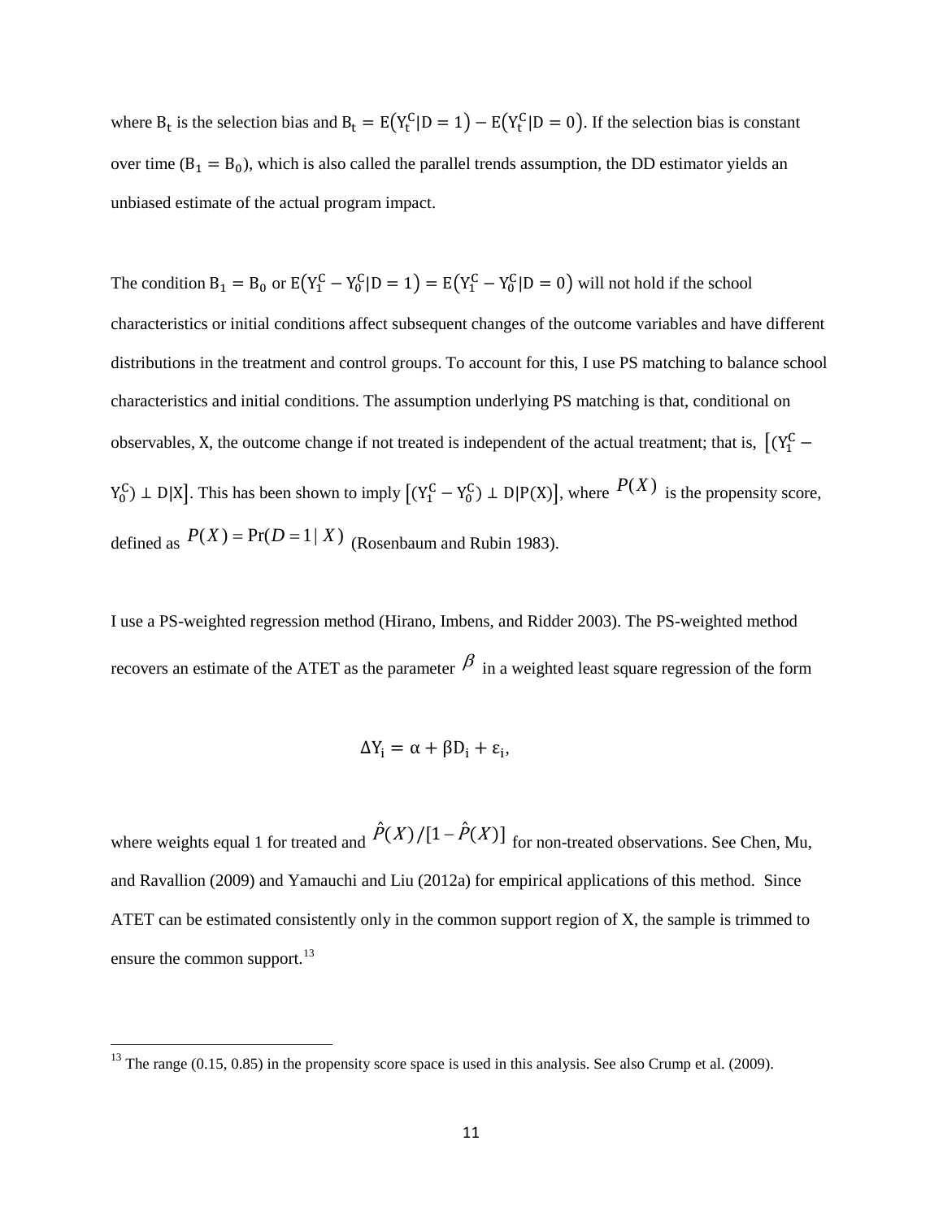where $B_t$ is the selection bias and $B_t = E(Y_t^C|D = 1) - E(Y_t^C|D = 0)$. If the selection bias is constant over time ($B_1 = B_0$), which is also called the parallel trends assumption, the DD estimator yields an unbiased estimate of the actual program impact.

The condition $B_1 = B_0$ or $E(Y_1^C - Y_0^C|D = 1) = E(Y_1^C - Y_0^C|D = 0)$ will not hold if the school characteristics or initial conditions affect subsequent changes of the outcome variables and have different distributions in the treatment and control groups. To account for this, I use PS matching to balance school characteristics and initial conditions. The assumption underlying PS matching is that, conditional on observables, X, the outcome change if not treated is independent of the actual treatment; that is, $[(Y_1^C - Y_0^C) \perp D|X]$. This has been shown to imply $[(Y_1^C - Y_0^C) \perp D|P(X)]$, where $P(X)$ is the propensity score, defined as $P(X) = \Pr(D = 1 | X)$ (Rosenbaum and Rubin 1983).

I use a PS-weighted regression method (Hirano, Imbens, and Ridder 2003). The PS-weighted method recovers an estimate of the ATET as the parameter $\beta$ in a weighted least square regression of the form

$$\Delta Y_i = \alpha + \beta D_i + \varepsilon_i,$$

where weights equal 1 for treated and $\hat{P}(X)/[1 - \hat{P}(X)]$ for non-treated observations. See Chen, Mu, and Ravallion (2009) and Yamauchi and Liu (2012a) for empirical applications of this method. Since ATET can be estimated consistently only in the common support region of X, the sample is trimmed to ensure the common support.[13]

[13] The range (0.15, 0.85) in the propensity score space is used in this analysis. See also Crump et al. (2009).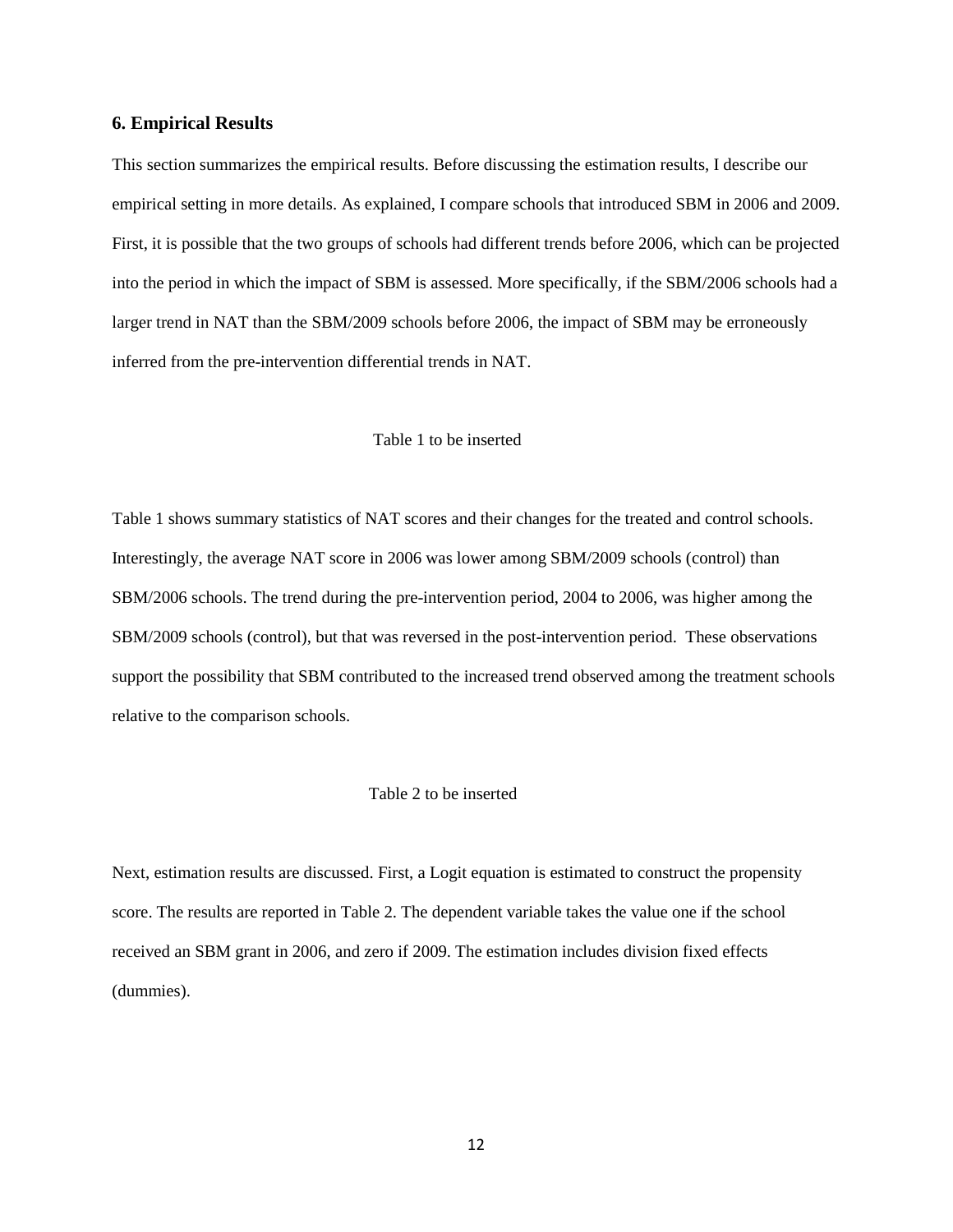## 6. Empirical Results

This section summarizes the empirical results. Before discussing the estimation results, I describe our empirical setting in more details. As explained, I compare schools that introduced SBM in 2006 and 2009. First, it is possible that the two groups of schools had different trends before 2006, which can be projected into the period in which the impact of SBM is assessed. More specifically, if the SBM/2006 schools had a larger trend in NAT than the SBM/2009 schools before 2006, the impact of SBM may be erroneously inferred from the pre-intervention differential trends in NAT.

Table 1 to be inserted

Table 1 shows summary statistics of NAT scores and their changes for the treated and control schools. Interestingly, the average NAT score in 2006 was lower among SBM/2009 schools (control) than SBM/2006 schools. The trend during the pre-intervention period, 2004 to 2006, was higher among the SBM/2009 schools (control), but that was reversed in the post-intervention period. These observations support the possibility that SBM contributed to the increased trend observed among the treatment schools relative to the comparison schools.

Table 2 to be inserted

Next, estimation results are discussed. First, a Logit equation is estimated to construct the propensity score. The results are reported in Table 2. The dependent variable takes the value one if the school received an SBM grant in 2006, and zero if 2009. The estimation includes division fixed effects (dummies).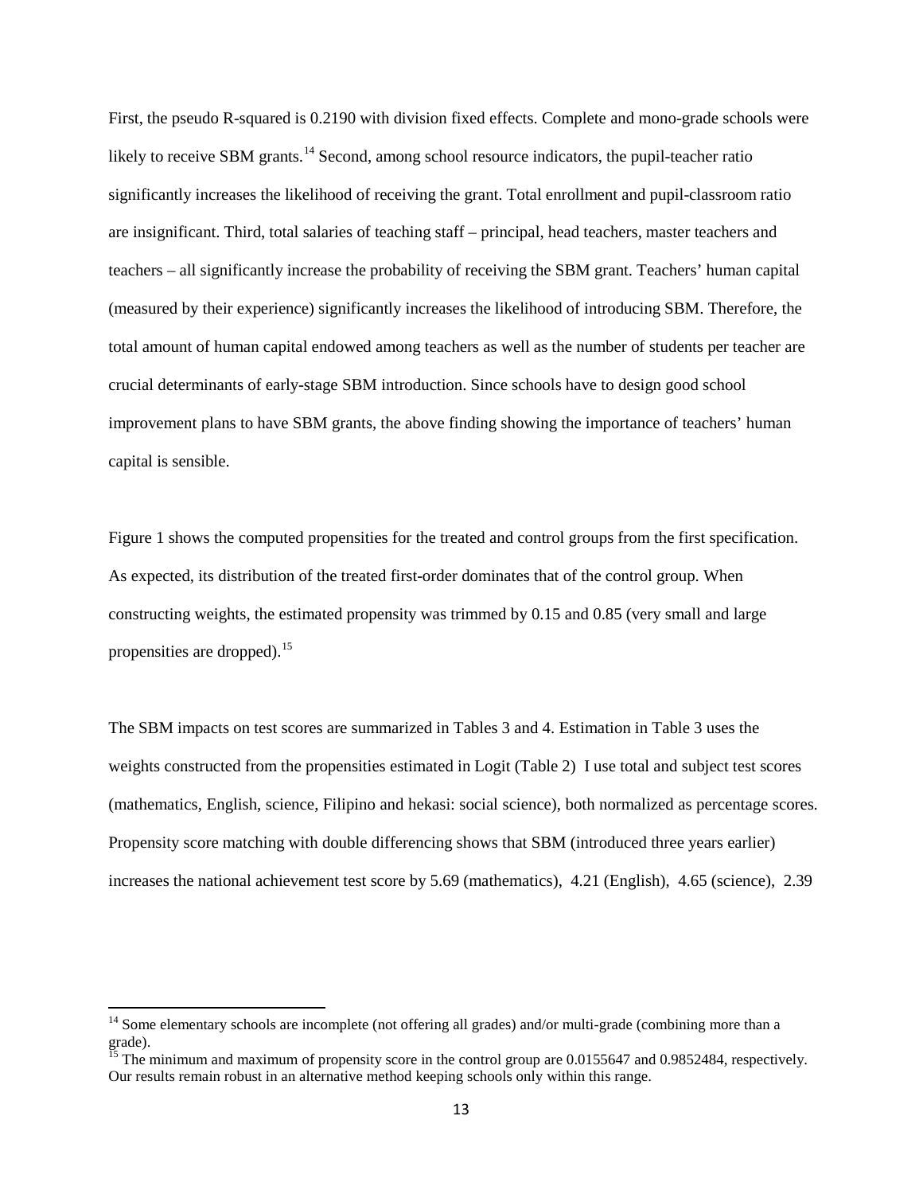First, the pseudo R-squared is 0.2190 with division fixed effects. Complete and mono-grade schools were likely to receive SBM grants.[14] Second, among school resource indicators, the pupil-teacher ratio significantly increases the likelihood of receiving the grant. Total enrollment and pupil-classroom ratio are insignificant. Third, total salaries of teaching staff – principal, head teachers, master teachers and teachers – all significantly increase the probability of receiving the SBM grant. Teachers' human capital (measured by their experience) significantly increases the likelihood of introducing SBM. Therefore, the total amount of human capital endowed among teachers as well as the number of students per teacher are crucial determinants of early-stage SBM introduction. Since schools have to design good school improvement plans to have SBM grants, the above finding showing the importance of teachers' human capital is sensible.

Figure 1 shows the computed propensities for the treated and control groups from the first specification. As expected, its distribution of the treated first-order dominates that of the control group. When constructing weights, the estimated propensity was trimmed by 0.15 and 0.85 (very small and large propensities are dropped).[15]

The SBM impacts on test scores are summarized in Tables 3 and 4. Estimation in Table 3 uses the weights constructed from the propensities estimated in Logit (Table 2) I use total and subject test scores (mathematics, English, science, Filipino and hekasi: social science), both normalized as percentage scores. Propensity score matching with double differencing shows that SBM (introduced three years earlier) increases the national achievement test score by 5.69 (mathematics), 4.21 (English), 4.65 (science), 2.39

[14] Some elementary schools are incomplete (not offering all grades) and/or multi-grade (combining more than a grade).

[15] The minimum and maximum of propensity score in the control group are 0.0155647 and 0.9852484, respectively. Our results remain robust in an alternative method keeping schools only within this range.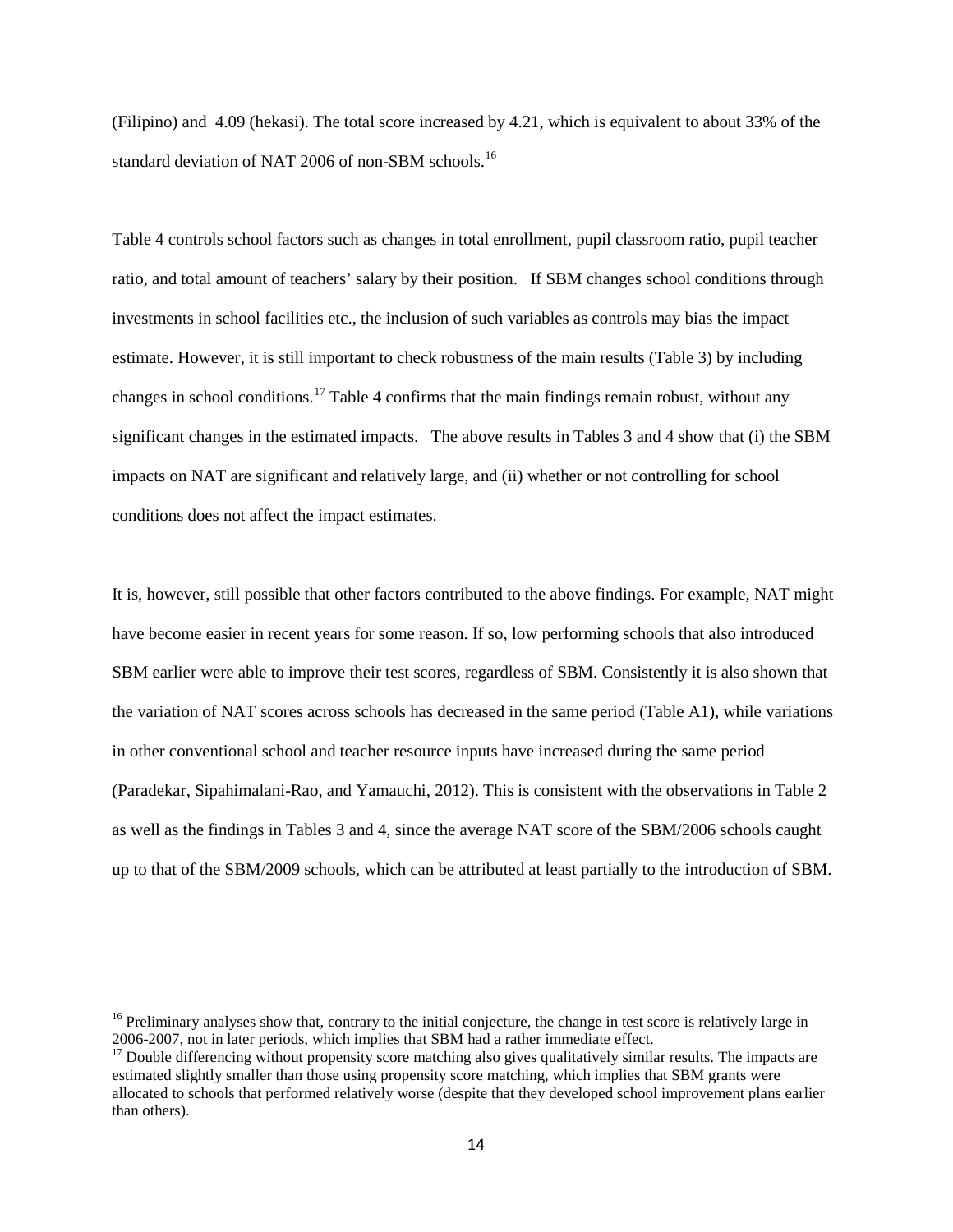(Filipino) and 4.09 (hekasi). The total score increased by 4.21, which is equivalent to about 33% of the standard deviation of NAT 2006 of non-SBM schools.[16]

Table 4 controls school factors such as changes in total enrollment, pupil classroom ratio, pupil teacher ratio, and total amount of teachers' salary by their position. If SBM changes school conditions through investments in school facilities etc., the inclusion of such variables as controls may bias the impact estimate. However, it is still important to check robustness of the main results (Table 3) by including changes in school conditions.[17] Table 4 confirms that the main findings remain robust, without any significant changes in the estimated impacts. The above results in Tables 3 and 4 show that (i) the SBM impacts on NAT are significant and relatively large, and (ii) whether or not controlling for school conditions does not affect the impact estimates.

It is, however, still possible that other factors contributed to the above findings. For example, NAT might have become easier in recent years for some reason. If so, low performing schools that also introduced SBM earlier were able to improve their test scores, regardless of SBM. Consistently it is also shown that the variation of NAT scores across schools has decreased in the same period (Table A1), while variations in other conventional school and teacher resource inputs have increased during the same period (Paradekar, Sipahimalani-Rao, and Yamauchi, 2012). This is consistent with the observations in Table 2 as well as the findings in Tables 3 and 4, since the average NAT score of the SBM/2006 schools caught up to that of the SBM/2009 schools, which can be attributed at least partially to the introduction of SBM.

[16] Preliminary analyses show that, contrary to the initial conjecture, the change in test score is relatively large in 2006-2007, not in later periods, which implies that SBM had a rather immediate effect.

[17] Double differencing without propensity score matching also gives qualitatively similar results. The impacts are estimated slightly smaller than those using propensity score matching, which implies that SBM grants were allocated to schools that performed relatively worse (despite that they developed school improvement plans earlier than others).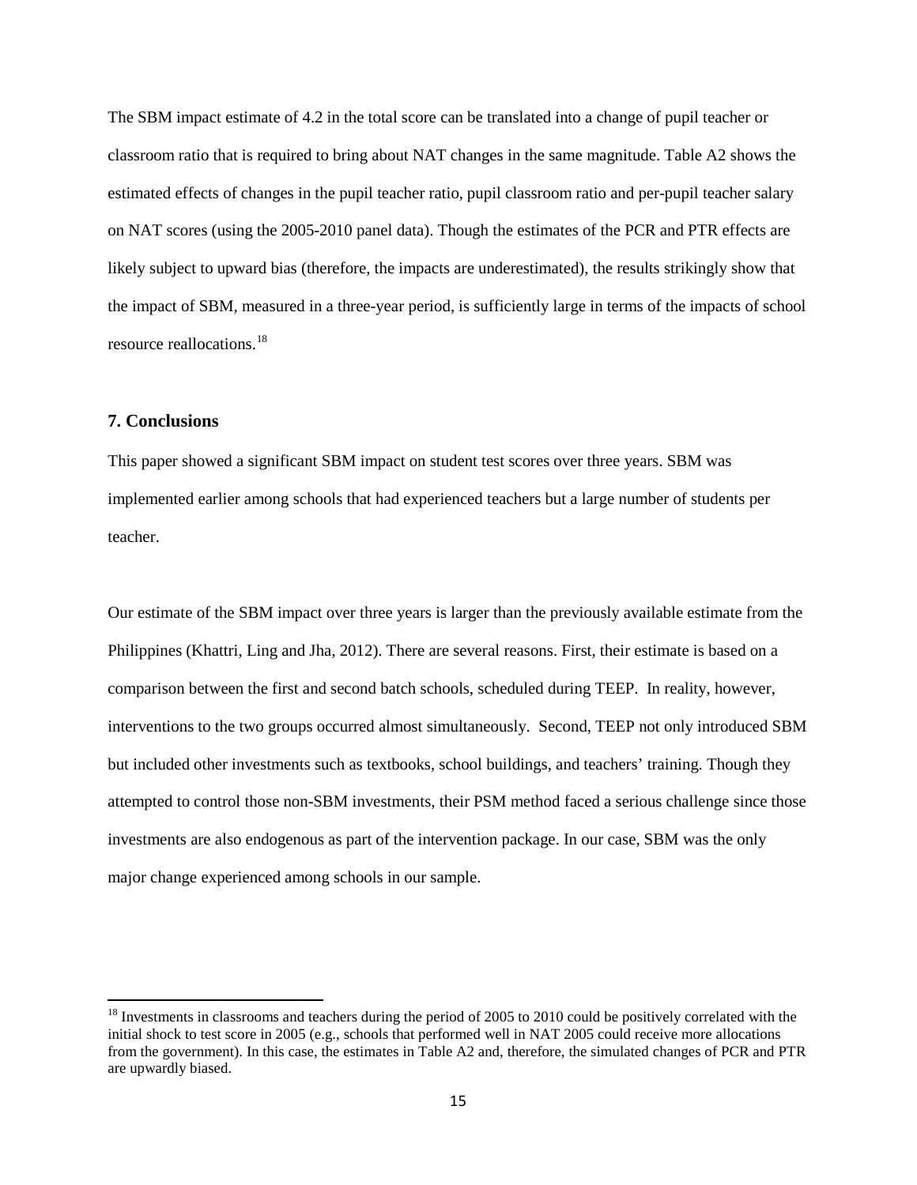The SBM impact estimate of 4.2 in the total score can be translated into a change of pupil teacher or classroom ratio that is required to bring about NAT changes in the same magnitude. Table A2 shows the estimated effects of changes in the pupil teacher ratio, pupil classroom ratio and per-pupil teacher salary on NAT scores (using the 2005-2010 panel data). Though the estimates of the PCR and PTR effects are likely subject to upward bias (therefore, the impacts are underestimated), the results strikingly show that the impact of SBM, measured in a three-year period, is sufficiently large in terms of the impacts of school resource reallocations.[18]

## 7. Conclusions

This paper showed a significant SBM impact on student test scores over three years. SBM was implemented earlier among schools that had experienced teachers but a large number of students per teacher.

Our estimate of the SBM impact over three years is larger than the previously available estimate from the Philippines (Khattri, Ling and Jha, 2012). There are several reasons. First, their estimate is based on a comparison between the first and second batch schools, scheduled during TEEP. In reality, however, interventions to the two groups occurred almost simultaneously. Second, TEEP not only introduced SBM but included other investments such as textbooks, school buildings, and teachers' training. Though they attempted to control those non-SBM investments, their PSM method faced a serious challenge since those investments are also endogenous as part of the intervention package. In our case, SBM was the only major change experienced among schools in our sample.

---

[18] Investments in classrooms and teachers during the period of 2005 to 2010 could be positively correlated with the initial shock to test score in 2005 (e.g., schools that performed well in NAT 2005 could receive more allocations from the government). In this case, the estimates in Table A2 and, therefore, the simulated changes of PCR and PTR are upwardly biased.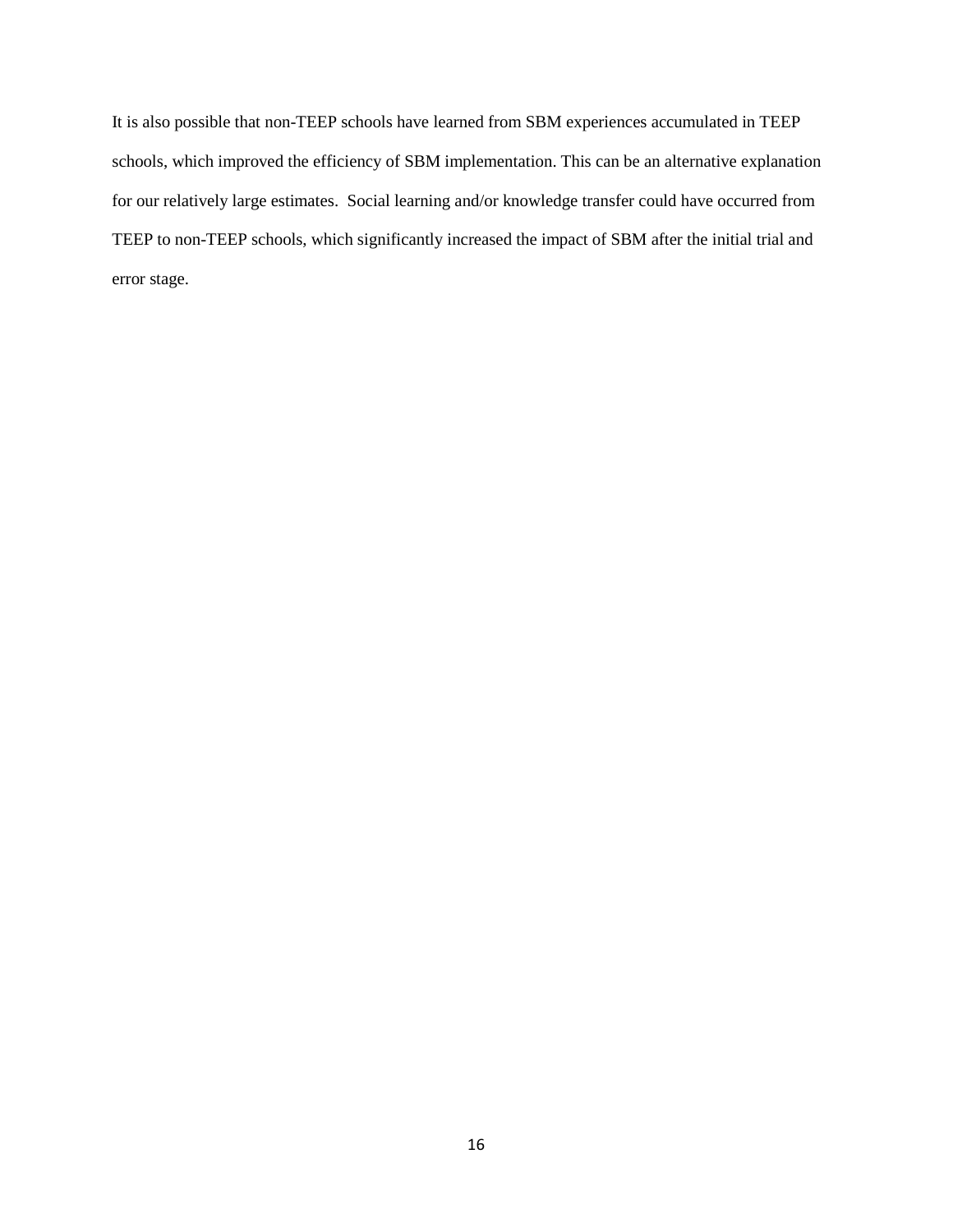It is also possible that non-TEEP schools have learned from SBM experiences accumulated in TEEP schools, which improved the efficiency of SBM implementation. This can be an alternative explanation for our relatively large estimates. Social learning and/or knowledge transfer could have occurred from TEEP to non-TEEP schools, which significantly increased the impact of SBM after the initial trial and error stage.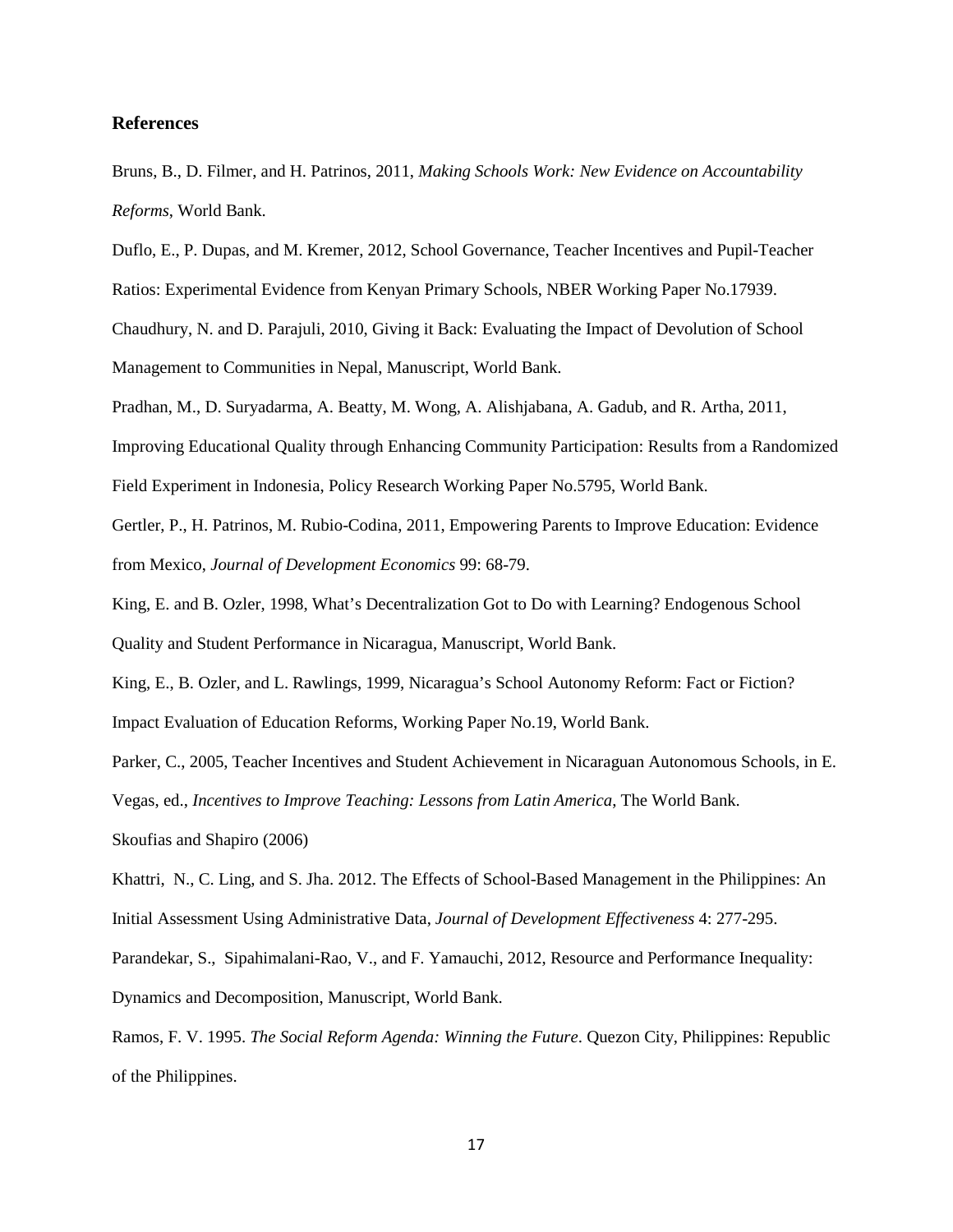## References

Bruns, B., D. Filmer, and H. Patrinos, 2011, *Making Schools Work: New Evidence on Accountability Reforms*, World Bank.

Duflo, E., P. Dupas, and M. Kremer, 2012, School Governance, Teacher Incentives and Pupil-Teacher Ratios: Experimental Evidence from Kenyan Primary Schools, NBER Working Paper No.17939.

Chaudhury, N. and D. Parajuli, 2010, Giving it Back: Evaluating the Impact of Devolution of School Management to Communities in Nepal, Manuscript, World Bank.

Pradhan, M., D. Suryadarma, A. Beatty, M. Wong, A. Alishjabana, A. Gadub, and R. Artha, 2011, Improving Educational Quality through Enhancing Community Participation: Results from a Randomized Field Experiment in Indonesia, Policy Research Working Paper No.5795, World Bank.

Gertler, P., H. Patrinos, M. Rubio-Codina, 2011, Empowering Parents to Improve Education: Evidence from Mexico, *Journal of Development Economics* 99: 68-79.

King, E. and B. Ozler, 1998, What's Decentralization Got to Do with Learning? Endogenous School Quality and Student Performance in Nicaragua, Manuscript, World Bank.

King, E., B. Ozler, and L. Rawlings, 1999, Nicaragua's School Autonomy Reform: Fact or Fiction? Impact Evaluation of Education Reforms, Working Paper No.19, World Bank.

Parker, C., 2005, Teacher Incentives and Student Achievement in Nicaraguan Autonomous Schools, in E. Vegas, ed., *Incentives to Improve Teaching: Lessons from Latin America*, The World Bank.

Skoufias and Shapiro (2006)

Khattri, N., C. Ling, and S. Jha. 2012. The Effects of School-Based Management in the Philippines: An Initial Assessment Using Administrative Data, *Journal of Development Effectiveness* 4: 277-295.

Parandekar, S., Sipahimalani-Rao, V., and F. Yamauchi, 2012, Resource and Performance Inequality: Dynamics and Decomposition, Manuscript, World Bank.

Ramos, F. V. 1995. *The Social Reform Agenda: Winning the Future*. Quezon City, Philippines: Republic of the Philippines.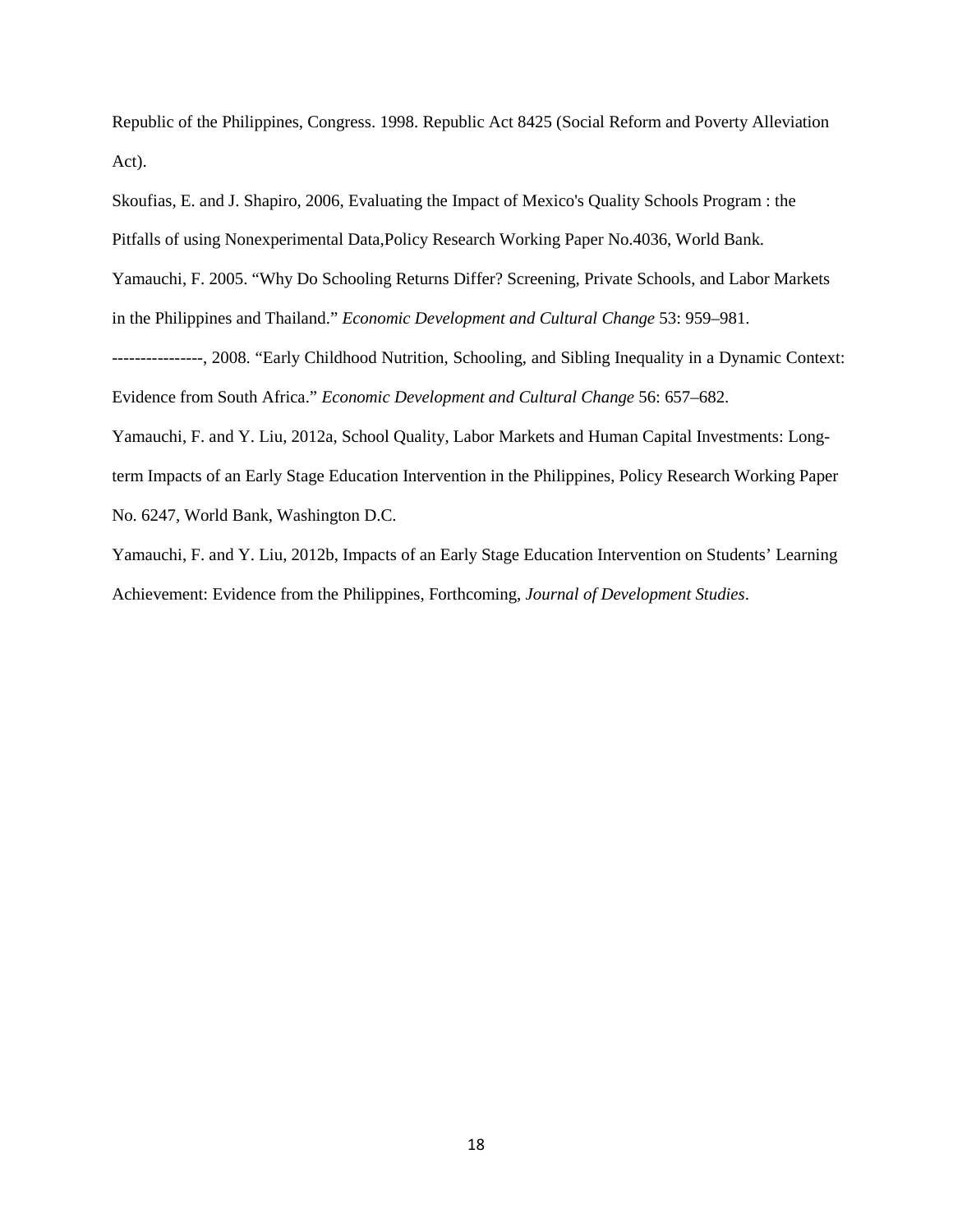Republic of the Philippines, Congress. 1998. Republic Act 8425 (Social Reform and Poverty Alleviation Act).

Skoufias, E. and J. Shapiro, 2006, Evaluating the Impact of Mexico's Quality Schools Program : the Pitfalls of using Nonexperimental Data,Policy Research Working Paper No.4036, World Bank.

Yamauchi, F. 2005. "Why Do Schooling Returns Differ? Screening, Private Schools, and Labor Markets in the Philippines and Thailand." *Economic Development and Cultural Change* 53: 959–981.

----------------, 2008. "Early Childhood Nutrition, Schooling, and Sibling Inequality in a Dynamic Context: Evidence from South Africa." *Economic Development and Cultural Change* 56: 657–682.

Yamauchi, F. and Y. Liu, 2012a, School Quality, Labor Markets and Human Capital Investments: Long-term Impacts of an Early Stage Education Intervention in the Philippines, Policy Research Working Paper No. 6247, World Bank, Washington D.C.

Yamauchi, F. and Y. Liu, 2012b, Impacts of an Early Stage Education Intervention on Students' Learning Achievement: Evidence from the Philippines, Forthcoming, *Journal of Development Studies*.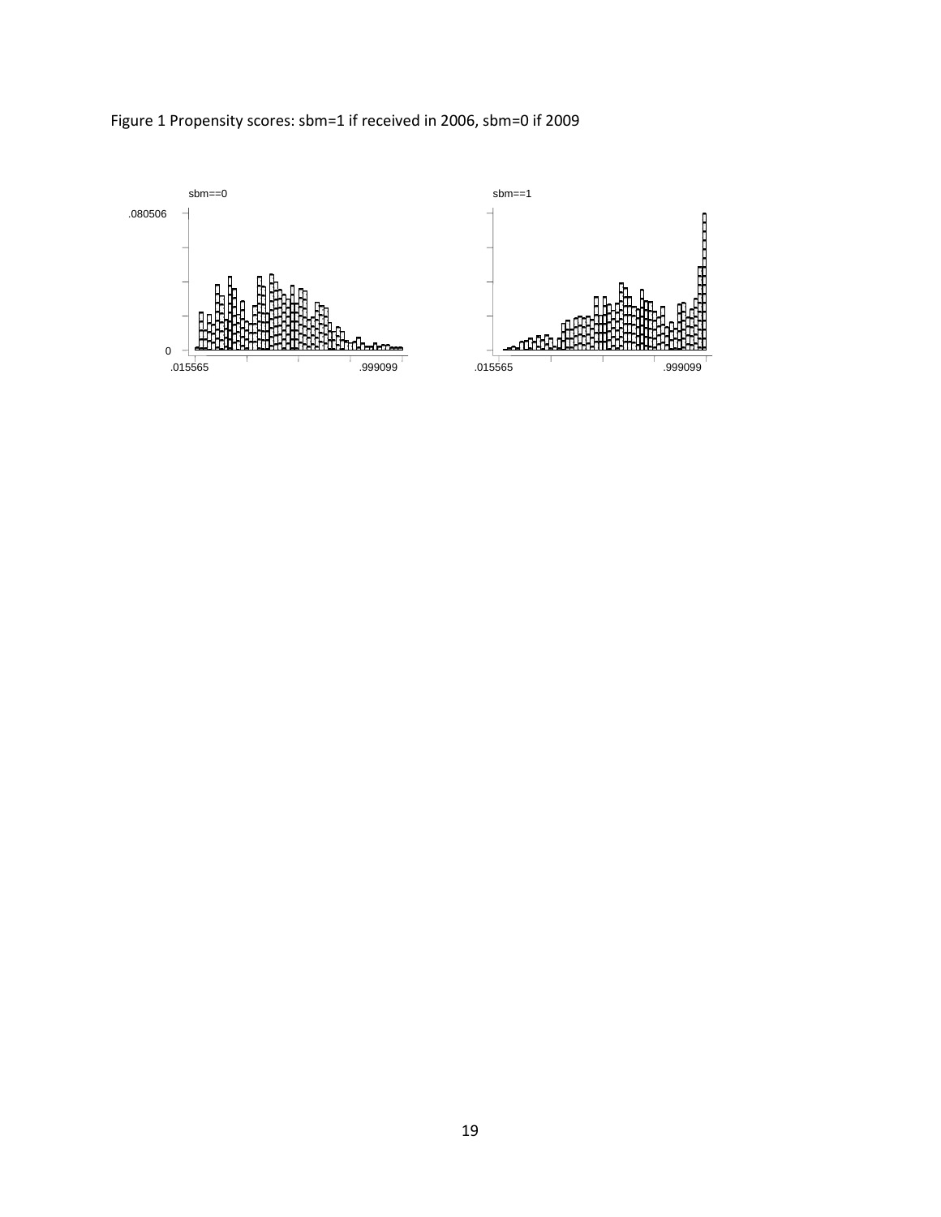Figure 1 Propensity scores: sbm=1 if received in 2006, sbm=0 if 2009

sbm==0

.080506

0

.015565

.999099

sbm==1

.015565

.999099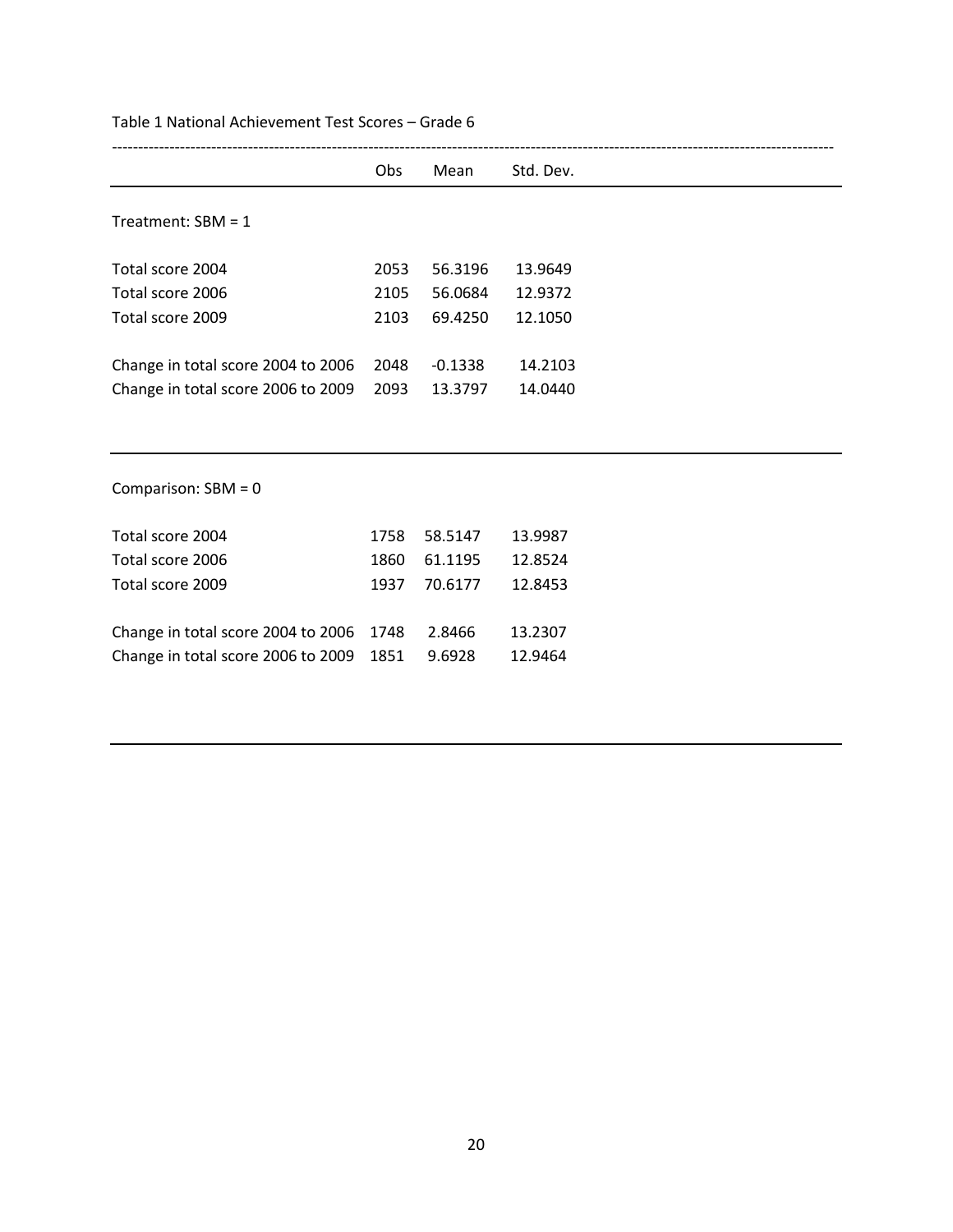Table 1 National Achievement Test Scores – Grade 6

| | Obs | Mean | Std. Dev. |
|---|---|---|---|
| Treatment: SBM = 1 | | | |
| Total score 2004 | 2053 | 56.3196 | 13.9649 |
| Total score 2006 | 2105 | 56.0684 | 12.9372 |
| Total score 2009 | 2103 | 69.4250 | 12.1050 |
| Change in total score 2004 to 2006 | 2048 | -0.1338 | 14.2103 |
| Change in total score 2006 to 2009 | 2093 | 13.3797 | 14.0440 |
| Comparison: SBM = 0 | | | |
| Total score 2004 | 1758 | 58.5147 | 13.9987 |
| Total score 2006 | 1860 | 61.1195 | 12.8524 |
| Total score 2009 | 1937 | 70.6177 | 12.8453 |
| Change in total score 2004 to 2006 | 1748 | 2.8466 | 13.2307 |
| Change in total score 2006 to 2009 | 1851 | 9.6928 | 12.9464 |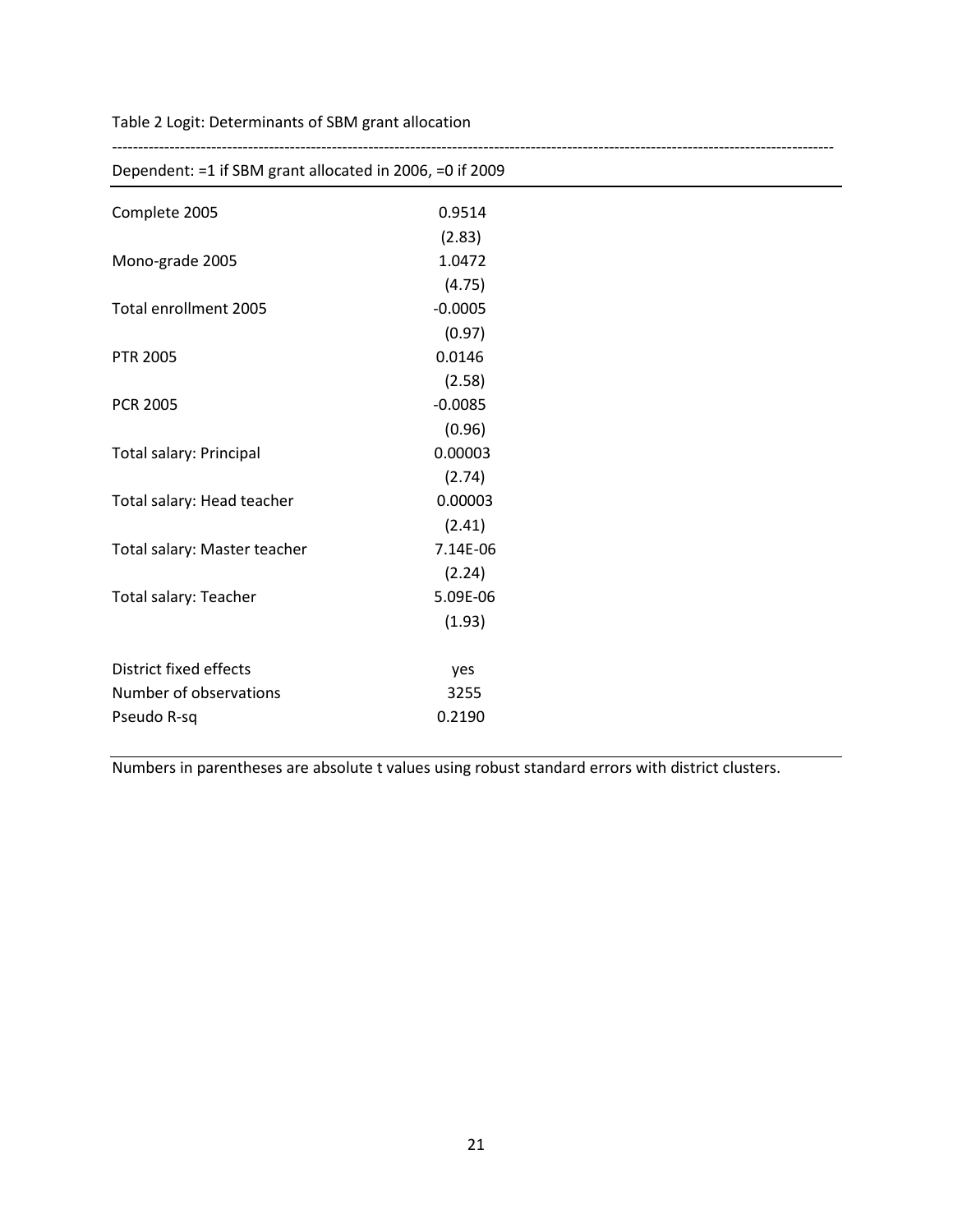Table 2 Logit: Determinants of SBM grant allocation

| Dependent: =1 if SBM grant allocated in 2006, =0 if 2009 | |
|---|---|
| Complete 2005 | 0.9514 |
| | (2.83) |
| Mono-grade 2005 | 1.0472 |
| | (4.75) |
| Total enrollment 2005 | -0.0005 |
| | (0.97) |
| PTR 2005 | 0.0146 |
| | (2.58) |
| PCR 2005 | -0.0085 |
| | (0.96) |
| Total salary: Principal | 0.00003 |
| | (2.74) |
| Total salary: Head teacher | 0.00003 |
| | (2.41) |
| Total salary: Master teacher | 7.14E-06 |
| | (2.24) |
| Total salary: Teacher | 5.09E-06 |
| | (1.93) |
| District fixed effects | yes |
| Number of observations | 3255 |
| Pseudo R-sq | 0.2190 |

Numbers in parentheses are absolute t values using robust standard errors with district clusters.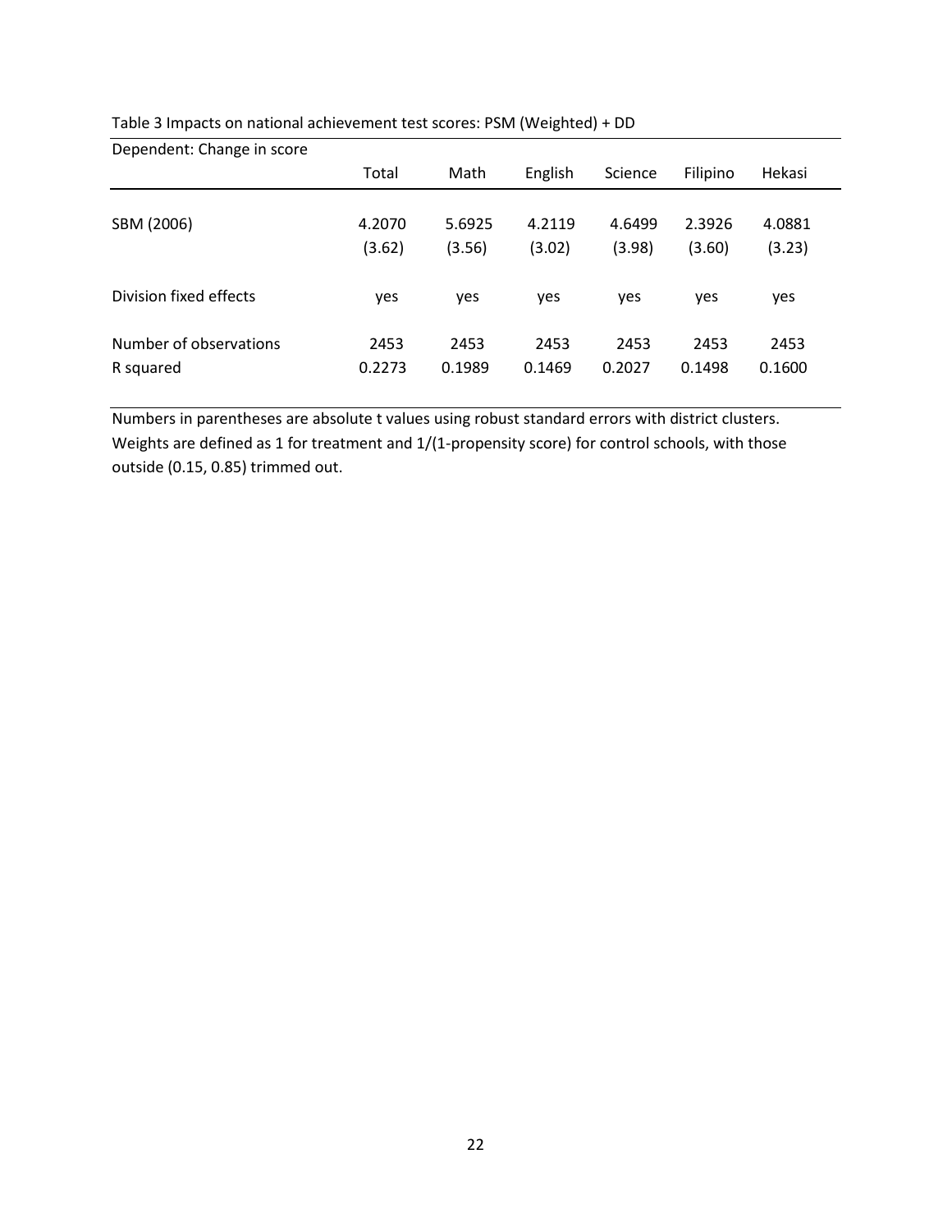Table 3 Impacts on national achievement test scores: PSM (Weighted) + DD

| Dependent: Change in score | Total | Math | English | Science | Filipino | Hekasi |
|---|---|---|---|---|---|---|
| SBM (2006) | 4.2070 | 5.6925 | 4.2119 | 4.6499 | 2.3926 | 4.0881 |
| | (3.62) | (3.56) | (3.02) | (3.98) | (3.60) | (3.23) |
| Division fixed effects | yes | yes | yes | yes | yes | yes |
| Number of observations | 2453 | 2453 | 2453 | 2453 | 2453 | 2453 |
| R squared | 0.2273 | 0.1989 | 0.1469 | 0.2027 | 0.1498 | 0.1600 |

Numbers in parentheses are absolute t values using robust standard errors with district clusters. Weights are defined as 1 for treatment and 1/(1-propensity score) for control schools, with those outside (0.15, 0.85) trimmed out.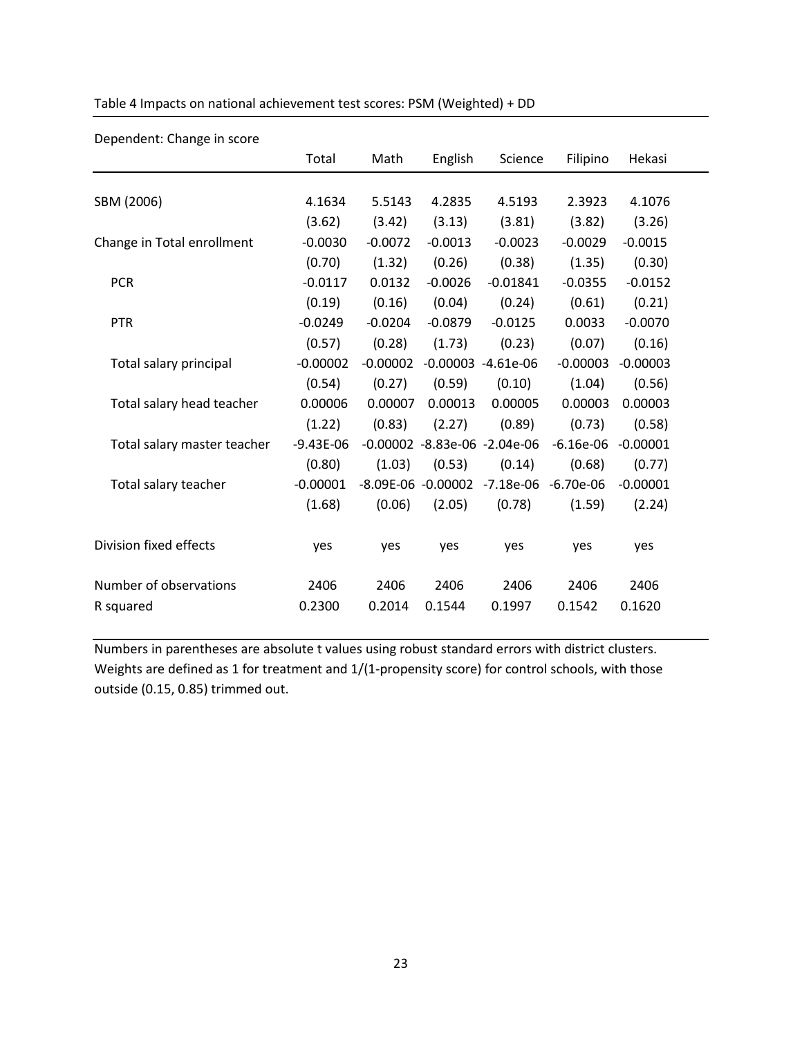Table 4 Impacts on national achievement test scores: PSM (Weighted) + DD

| Dependent: Change in score | Total | Math | English | Science | Filipino | Hekasi |
|---|---|---|---|---|---|---|
| SBM (2006) | 4.1634 | 5.5143 | 4.2835 | 4.5193 | 2.3923 | 4.1076 |
| | (3.62) | (3.42) | (3.13) | (3.81) | (3.82) | (3.26) |
| Change in Total enrollment | -0.0030 | -0.0072 | -0.0013 | -0.0023 | -0.0029 | -0.0015 |
| | (0.70) | (1.32) | (0.26) | (0.38) | (1.35) | (0.30) |
| PCR | -0.0117 | 0.0132 | -0.0026 | -0.01841 | -0.0355 | -0.0152 |
| | (0.19) | (0.16) | (0.04) | (0.24) | (0.61) | (0.21) |
| PTR | -0.0249 | -0.0204 | -0.0879 | -0.0125 | 0.0033 | -0.0070 |
| | (0.57) | (0.28) | (1.73) | (0.23) | (0.07) | (0.16) |
| Total salary principal | -0.00002 | -0.00002 | -0.00003 | -4.61e-06 | -0.00003 | -0.00003 |
| | (0.54) | (0.27) | (0.59) | (0.10) | (1.04) | (0.56) |
| Total salary head teacher | 0.00006 | 0.00007 | 0.00013 | 0.00005 | 0.00003 | 0.00003 |
| | (1.22) | (0.83) | (2.27) | (0.89) | (0.73) | (0.58) |
| Total salary master teacher | -9.43E-06 | -0.00002 | -8.83e-06 | -2.04e-06 | -6.16e-06 | -0.00001 |
| | (0.80) | (1.03) | (0.53) | (0.14) | (0.68) | (0.77) |
| Total salary teacher | -0.00001 | -8.09E-06 | -0.00002 | -7.18e-06 | -6.70e-06 | -0.00001 |
| | (1.68) | (0.06) | (2.05) | (0.78) | (1.59) | (2.24) |
| Division fixed effects | yes | yes | yes | yes | yes | yes |
| Number of observations | 2406 | 2406 | 2406 | 2406 | 2406 | 2406 |
| R squared | 0.2300 | 0.2014 | 0.1544 | 0.1997 | 0.1542 | 0.1620 |

Numbers in parentheses are absolute t values using robust standard errors with district clusters. Weights are defined as 1 for treatment and 1/(1-propensity score) for control schools, with those outside (0.15, 0.85) trimmed out.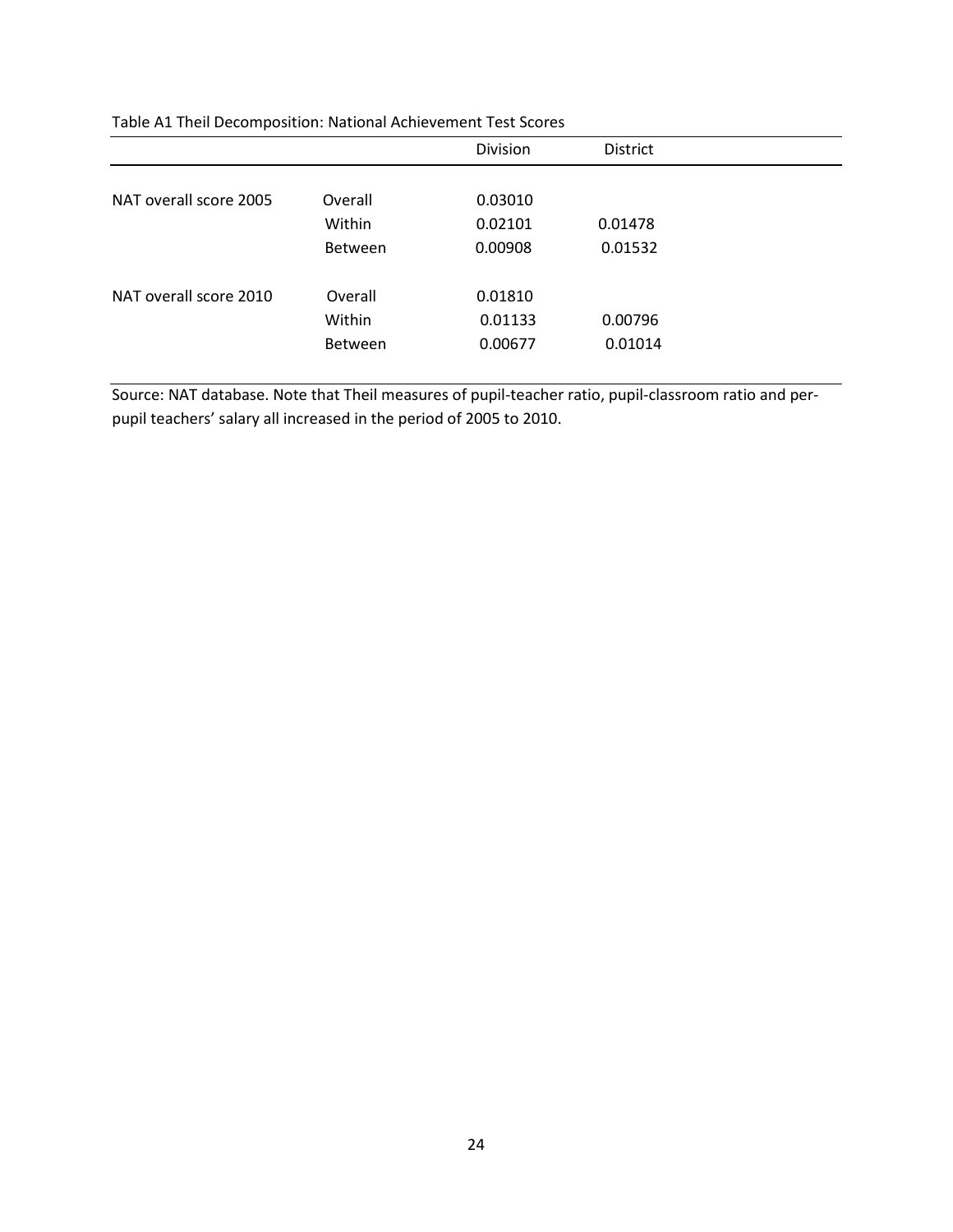Table A1 Theil Decomposition: National Achievement Test Scores

| | | Division | District |
|---|---|---|---|
| NAT overall score 2005 | Overall | 0.03010 | |
| | Within | 0.02101 | 0.01478 |
| | Between | 0.00908 | 0.01532 |
| NAT overall score 2010 | Overall | 0.01810 | |
| | Within | 0.01133 | 0.00796 |
| | Between | 0.00677 | 0.01014 |

Source: NAT database. Note that Theil measures of pupil-teacher ratio, pupil-classroom ratio and per-pupil teachers' salary all increased in the period of 2005 to 2010.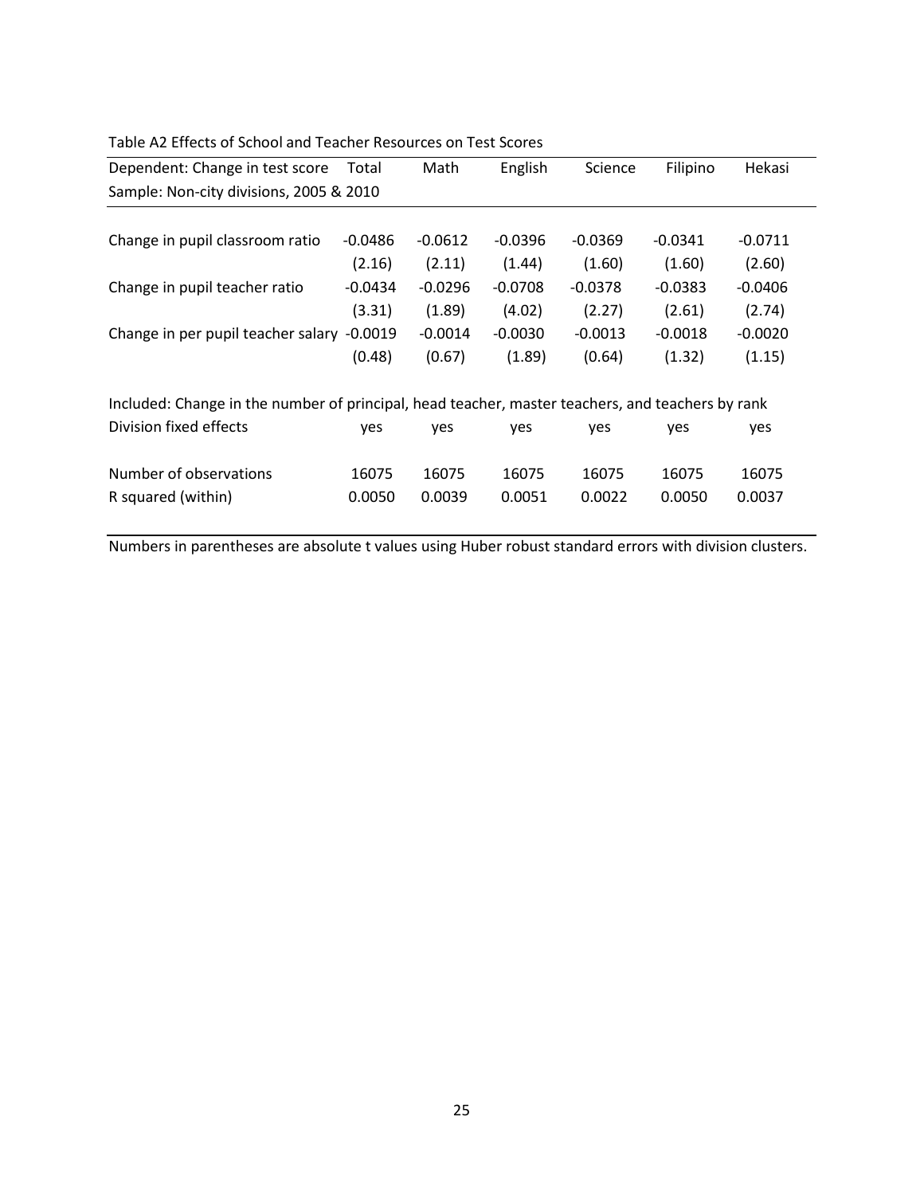Table A2 Effects of School and Teacher Resources on Test Scores

| Dependent: Change in test score | Total | Math | English | Science | Filipino | Hekasi |
|---|---|---|---|---|---|---|
| Sample: Non-city divisions, 2005 & 2010 | | | | | | |
| Change in pupil classroom ratio | -0.0486 | -0.0612 | -0.0396 | -0.0369 | -0.0341 | -0.0711 |
| | (2.16) | (2.11) | (1.44) | (1.60) | (1.60) | (2.60) |
| Change in pupil teacher ratio | -0.0434 | -0.0296 | -0.0708 | -0.0378 | -0.0383 | -0.0406 |
| | (3.31) | (1.89) | (4.02) | (2.27) | (2.61) | (2.74) |
| Change in per pupil teacher salary | -0.0019 | -0.0014 | -0.0030 | -0.0013 | -0.0018 | -0.0020 |
| | (0.48) | (0.67) | (1.89) | (0.64) | (1.32) | (1.15) |
| Included: Change in the number of principal, head teacher, master teachers, and teachers by rank | | | | | | |
| Division fixed effects | yes | yes | yes | yes | yes | yes |
| Number of observations | 16075 | 16075 | 16075 | 16075 | 16075 | 16075 |
| R squared (within) | 0.0050 | 0.0039 | 0.0051 | 0.0022 | 0.0050 | 0.0037 |

Numbers in parentheses are absolute t values using Huber robust standard errors with division clusters.